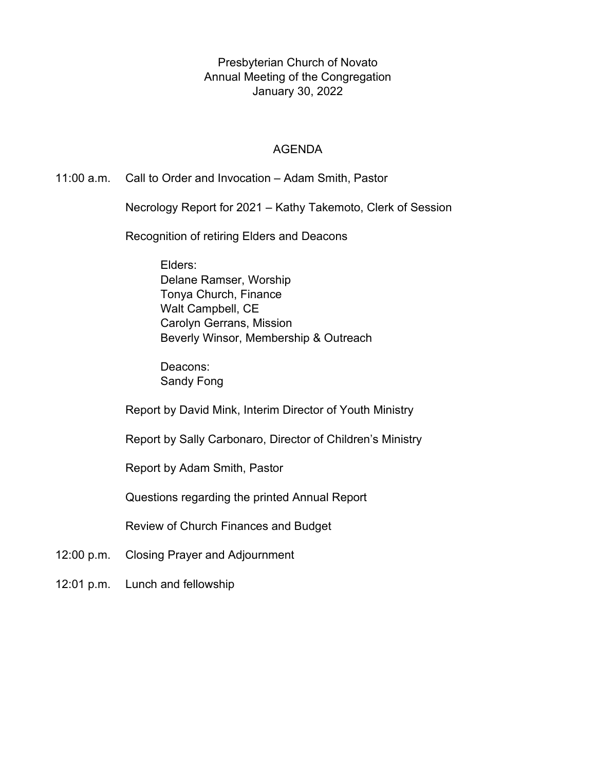# Presbyterian Church of Novato
## Annual Meeting of the Congregation
### January 30, 2022

## AGENDA

11:00 a.m. Call to Order and Invocation – Adam Smith, Pastor

Necrology Report for 2021 – Kathy Takemoto, Clerk of Session

Recognition of retiring Elders and Deacons

Elders:
Delane Ramser, Worship
Tonya Church, Finance
Walt Campbell, CE
Carolyn Gerrans, Mission
Beverly Winsor, Membership & Outreach

Deacons:
Sandy Fong

Report by David Mink, Interim Director of Youth Ministry

Report by Sally Carbonaro, Director of Children's Ministry

Report by Adam Smith, Pastor

Questions regarding the printed Annual Report

Review of Church Finances and Budget

12:00 p.m. Closing Prayer and Adjournment

12:01 p.m. Lunch and fellowship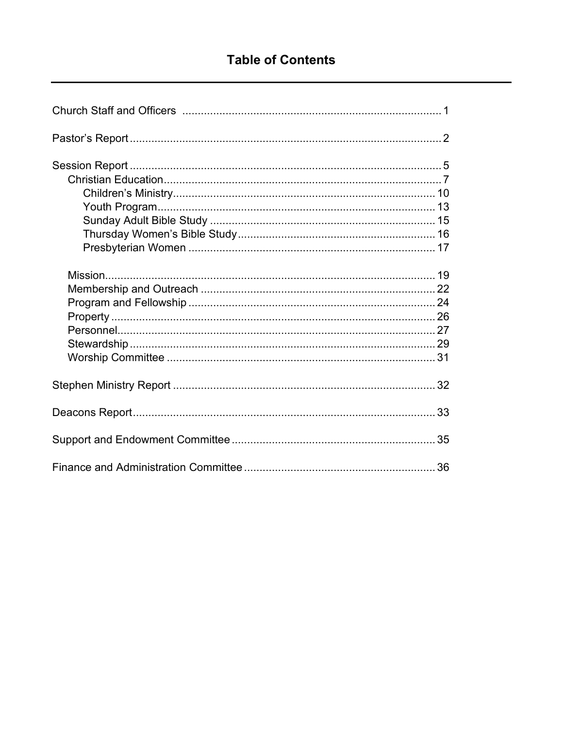# Table of Contents

- Church Staff and Officers .................... 1
- Pastor's Report .................... 2
- Session Report .................... 5
  - Christian Education .................... 7
    - Children's Ministry .................... 10
    - Youth Program .................... 13
    - Sunday Adult Bible Study .................... 15
    - Thursday Women's Bible Study .................... 16
    - Presbyterian Women .................... 17
  - Mission .................... 19
  - Membership and Outreach .................... 22
  - Program and Fellowship .................... 24
  - Property .................... 26
  - Personnel .................... 27
  - Stewardship .................... 29
  - Worship Committee .................... 31
- Stephen Ministry Report .................... 32
- Deacons Report .................... 33
- Support and Endowment Committee .................... 35
- Finance and Administration Committee .................... 36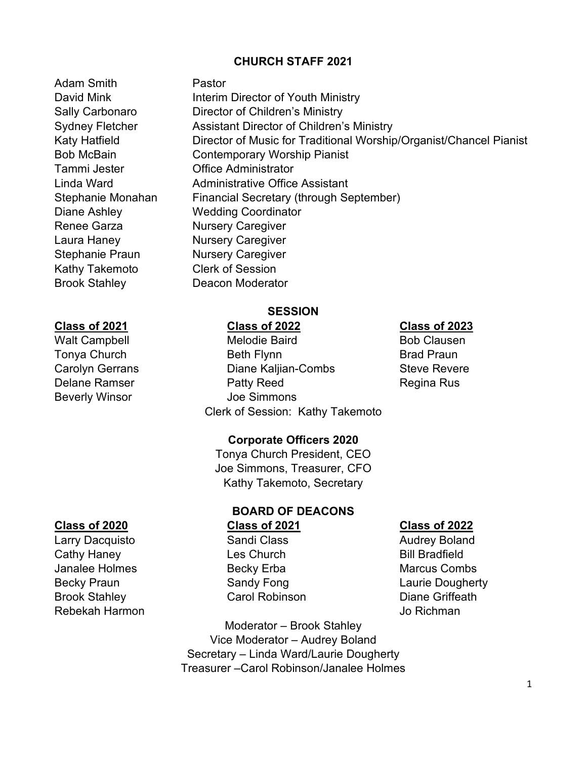## CHURCH STAFF 2021

| | |
|---|---|
| Adam Smith | Pastor |
| David Mink | Interim Director of Youth Ministry |
| Sally Carbonaro | Director of Children's Ministry |
| Sydney Fletcher | Assistant Director of Children's Ministry |
| Katy Hatfield | Director of Music for Traditional Worship/Organist/Chancel Pianist |
| Bob McBain | Contemporary Worship Pianist |
| Tammi Jester | Office Administrator |
| Linda Ward | Administrative Office Assistant |
| Stephanie Monahan | Financial Secretary (through September) |
| Diane Ashley | Wedding Coordinator |
| Renee Garza | Nursery Caregiver |
| Laura Haney | Nursery Caregiver |
| Stephanie Praun | Nursery Caregiver |
| Kathy Takemoto | Clerk of Session |
| Brook Stahley | Deacon Moderator |

## SESSION

| **Class of 2021** | **Class of 2022** | **Class of 2023** |
|---|---|---|
| Walt Campbell | Melodie Baird | Bob Clausen |
| Tonya Church | Beth Flynn | Brad Praun |
| Carolyn Gerrans | Diane Kaljian-Combs | Steve Revere |
| Delane Ramser | Patty Reed | Regina Rus |
| Beverly Winsor | Joe Simmons | |

Clerk of Session: Kathy Takemoto

### Corporate Officers 2020

Tonya Church President, CEO
Joe Simmons, Treasurer, CFO
Kathy Takemoto, Secretary

## BOARD OF DEACONS

| **Class of 2020** | **Class of 2021** | **Class of 2022** |
|---|---|---|
| Larry Dacquisto | Sandi Class | Audrey Boland |
| Cathy Haney | Les Church | Bill Bradfield |
| Janalee Holmes | Becky Erba | Marcus Combs |
| Becky Praun | Sandy Fong | Laurie Dougherty |
| Brook Stahley | Carol Robinson | Diane Griffeath |
| Rebekah Harmon | | Jo Richman |

Moderator – Brook Stahley
Vice Moderator – Audrey Boland
Secretary – Linda Ward/Laurie Dougherty
Treasurer –Carol Robinson/Janalee Holmes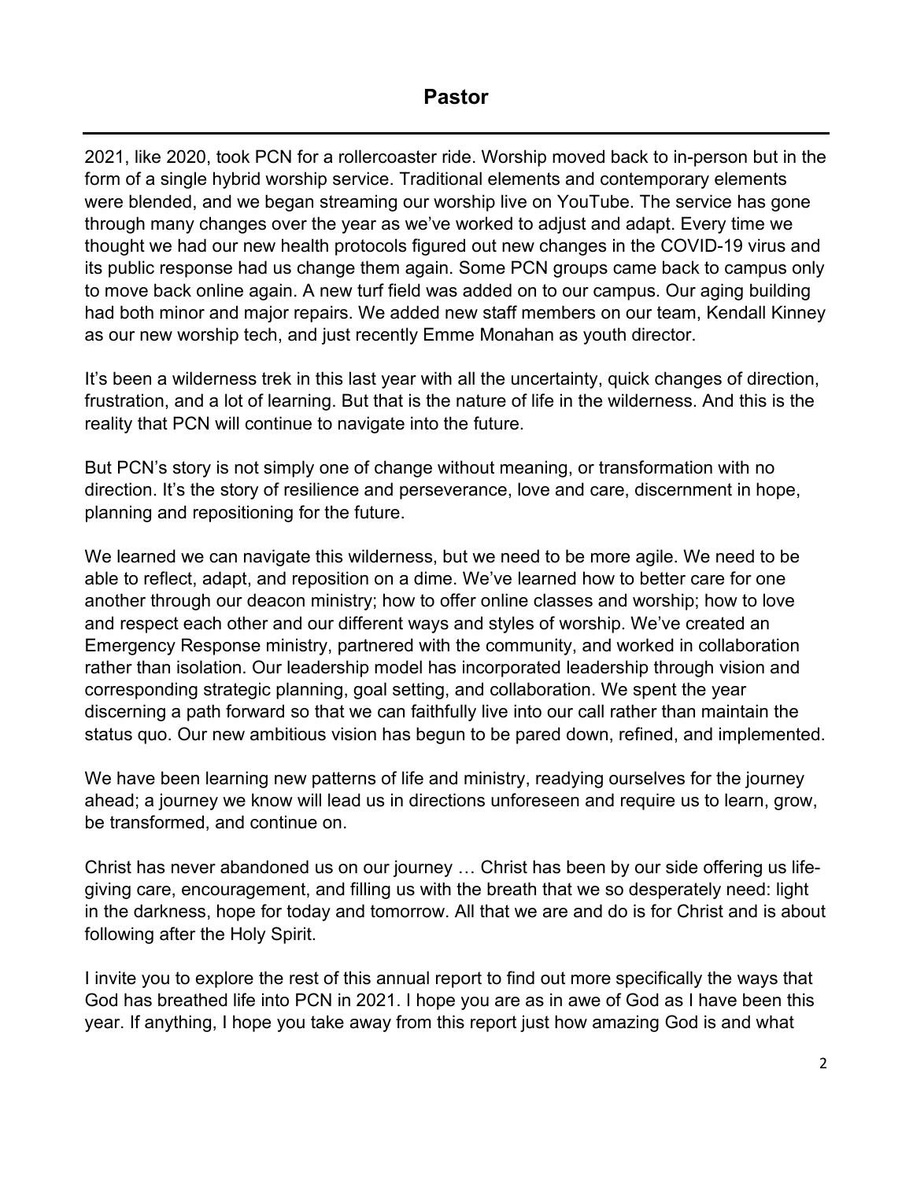# Pastor

2021, like 2020, took PCN for a rollercoaster ride. Worship moved back to in-person but in the form of a single hybrid worship service. Traditional elements and contemporary elements were blended, and we began streaming our worship live on YouTube. The service has gone through many changes over the year as we've worked to adjust and adapt. Every time we thought we had our new health protocols figured out new changes in the COVID-19 virus and its public response had us change them again. Some PCN groups came back to campus only to move back online again. A new turf field was added on to our campus. Our aging building had both minor and major repairs. We added new staff members on our team, Kendall Kinney as our new worship tech, and just recently Emme Monahan as youth director.

It's been a wilderness trek in this last year with all the uncertainty, quick changes of direction, frustration, and a lot of learning. But that is the nature of life in the wilderness. And this is the reality that PCN will continue to navigate into the future.

But PCN's story is not simply one of change without meaning, or transformation with no direction. It's the story of resilience and perseverance, love and care, discernment in hope, planning and repositioning for the future.

We learned we can navigate this wilderness, but we need to be more agile. We need to be able to reflect, adapt, and reposition on a dime. We've learned how to better care for one another through our deacon ministry; how to offer online classes and worship; how to love and respect each other and our different ways and styles of worship. We've created an Emergency Response ministry, partnered with the community, and worked in collaboration rather than isolation. Our leadership model has incorporated leadership through vision and corresponding strategic planning, goal setting, and collaboration. We spent the year discerning a path forward so that we can faithfully live into our call rather than maintain the status quo. Our new ambitious vision has begun to be pared down, refined, and implemented.

We have been learning new patterns of life and ministry, readying ourselves for the journey ahead; a journey we know will lead us in directions unforeseen and require us to learn, grow, be transformed, and continue on.

Christ has never abandoned us on our journey … Christ has been by our side offering us life-giving care, encouragement, and filling us with the breath that we so desperately need: light in the darkness, hope for today and tomorrow. All that we are and do is for Christ and is about following after the Holy Spirit.

I invite you to explore the rest of this annual report to find out more specifically the ways that God has breathed life into PCN in 2021. I hope you are as in awe of God as I have been this year. If anything, I hope you take away from this report just how amazing God is and what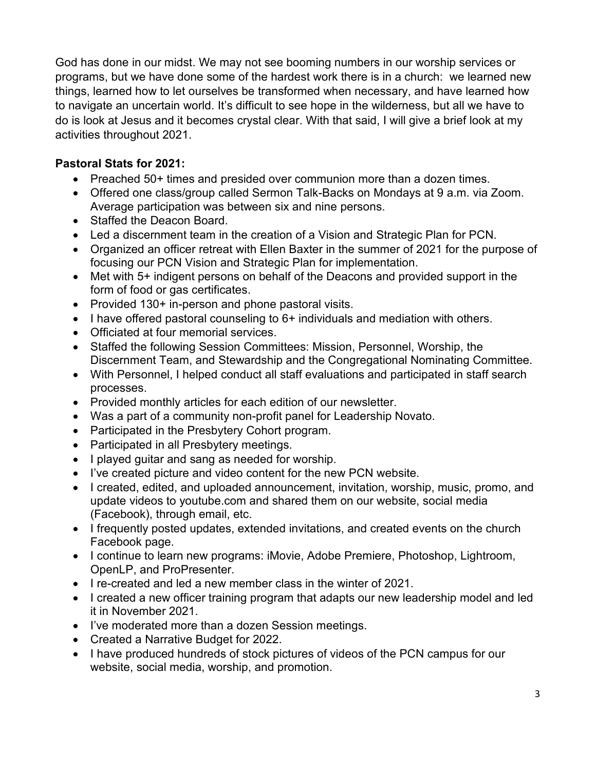God has done in our midst. We may not see booming numbers in our worship services or programs, but we have done some of the hardest work there is in a church: we learned new things, learned how to let ourselves be transformed when necessary, and have learned how to navigate an uncertain world. It's difficult to see hope in the wilderness, but all we have to do is look at Jesus and it becomes crystal clear. With that said, I will give a brief look at my activities throughout 2021.

**Pastoral Stats for 2021:**

- Preached 50+ times and presided over communion more than a dozen times.
- Offered one class/group called Sermon Talk-Backs on Mondays at 9 a.m. via Zoom. Average participation was between six and nine persons.
- Staffed the Deacon Board.
- Led a discernment team in the creation of a Vision and Strategic Plan for PCN.
- Organized an officer retreat with Ellen Baxter in the summer of 2021 for the purpose of focusing our PCN Vision and Strategic Plan for implementation.
- Met with 5+ indigent persons on behalf of the Deacons and provided support in the form of food or gas certificates.
- Provided 130+ in-person and phone pastoral visits.
- I have offered pastoral counseling to 6+ individuals and mediation with others.
- Officiated at four memorial services.
- Staffed the following Session Committees: Mission, Personnel, Worship, the Discernment Team, and Stewardship and the Congregational Nominating Committee.
- With Personnel, I helped conduct all staff evaluations and participated in staff search processes.
- Provided monthly articles for each edition of our newsletter.
- Was a part of a community non-profit panel for Leadership Novato.
- Participated in the Presbytery Cohort program.
- Participated in all Presbytery meetings.
- I played guitar and sang as needed for worship.
- I've created picture and video content for the new PCN website.
- I created, edited, and uploaded announcement, invitation, worship, music, promo, and update videos to youtube.com and shared them on our website, social media (Facebook), through email, etc.
- I frequently posted updates, extended invitations, and created events on the church Facebook page.
- I continue to learn new programs: iMovie, Adobe Premiere, Photoshop, Lightroom, OpenLP, and ProPresenter.
- I re-created and led a new member class in the winter of 2021.
- I created a new officer training program that adapts our new leadership model and led it in November 2021.
- I've moderated more than a dozen Session meetings.
- Created a Narrative Budget for 2022.
- I have produced hundreds of stock pictures of videos of the PCN campus for our website, social media, worship, and promotion.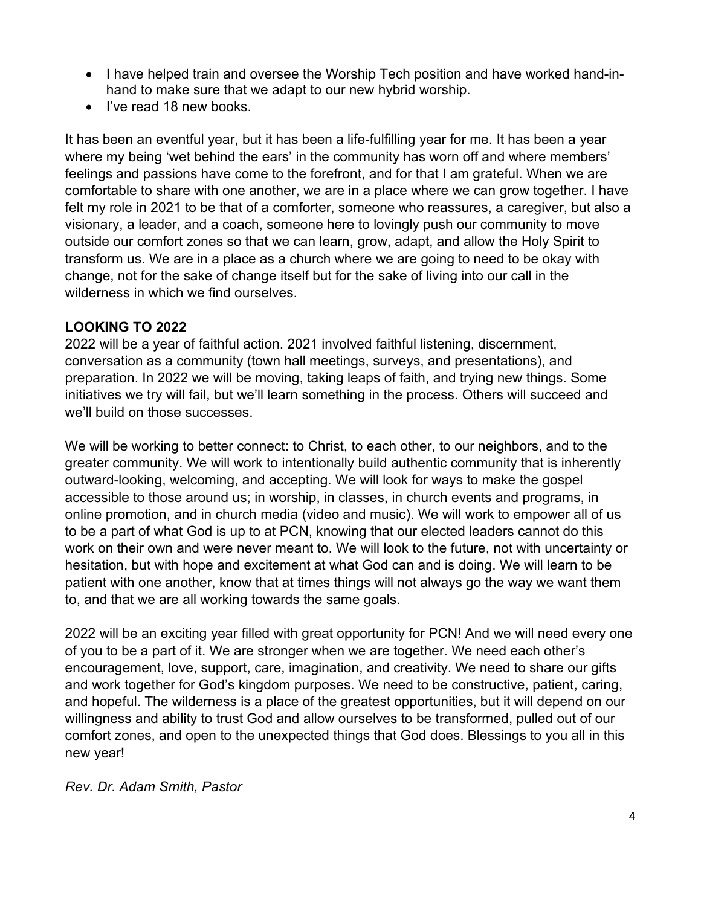- I have helped train and oversee the Worship Tech position and have worked hand-in-hand to make sure that we adapt to our new hybrid worship.
- I've read 18 new books.

It has been an eventful year, but it has been a life-fulfilling year for me. It has been a year where my being 'wet behind the ears' in the community has worn off and where members' feelings and passions have come to the forefront, and for that I am grateful. When we are comfortable to share with one another, we are in a place where we can grow together. I have felt my role in 2021 to be that of a comforter, someone who reassures, a caregiver, but also a visionary, a leader, and a coach, someone here to lovingly push our community to move outside our comfort zones so that we can learn, grow, adapt, and allow the Holy Spirit to transform us. We are in a place as a church where we are going to need to be okay with change, not for the sake of change itself but for the sake of living into our call in the wilderness in which we find ourselves.

**LOOKING TO 2022**

2022 will be a year of faithful action. 2021 involved faithful listening, discernment, conversation as a community (town hall meetings, surveys, and presentations), and preparation. In 2022 we will be moving, taking leaps of faith, and trying new things. Some initiatives we try will fail, but we'll learn something in the process. Others will succeed and we'll build on those successes.

We will be working to better connect: to Christ, to each other, to our neighbors, and to the greater community. We will work to intentionally build authentic community that is inherently outward-looking, welcoming, and accepting. We will look for ways to make the gospel accessible to those around us; in worship, in classes, in church events and programs, in online promotion, and in church media (video and music). We will work to empower all of us to be a part of what God is up to at PCN, knowing that our elected leaders cannot do this work on their own and were never meant to. We will look to the future, not with uncertainty or hesitation, but with hope and excitement at what God can and is doing. We will learn to be patient with one another, know that at times things will not always go the way we want them to, and that we are all working towards the same goals.

2022 will be an exciting year filled with great opportunity for PCN! And we will need every one of you to be a part of it. We are stronger when we are together. We need each other's encouragement, love, support, care, imagination, and creativity. We need to share our gifts and work together for God's kingdom purposes. We need to be constructive, patient, caring, and hopeful. The wilderness is a place of the greatest opportunities, but it will depend on our willingness and ability to trust God and allow ourselves to be transformed, pulled out of our comfort zones, and open to the unexpected things that God does. Blessings to you all in this new year!

*Rev. Dr. Adam Smith, Pastor*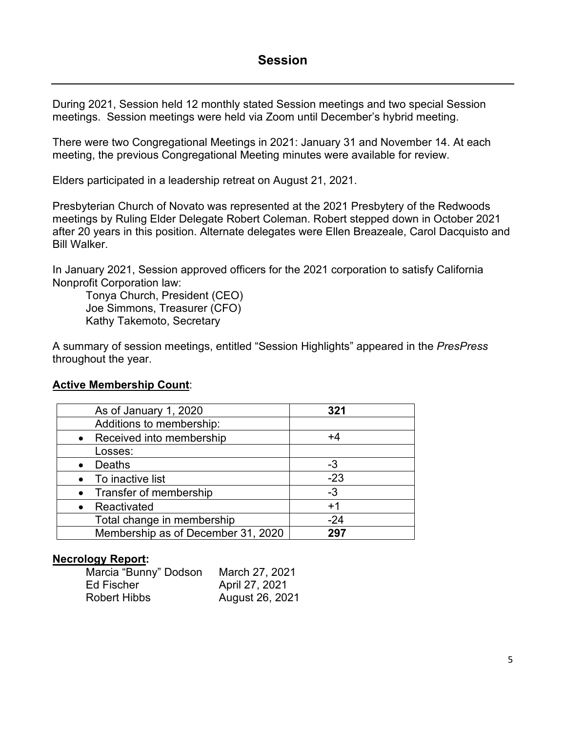## Session

During 2021, Session held 12 monthly stated Session meetings and two special Session meetings. Session meetings were held via Zoom until December's hybrid meeting.

There were two Congregational Meetings in 2021: January 31 and November 14. At each meeting, the previous Congregational Meeting minutes were available for review.

Elders participated in a leadership retreat on August 21, 2021.

Presbyterian Church of Novato was represented at the 2021 Presbytery of the Redwoods meetings by Ruling Elder Delegate Robert Coleman. Robert stepped down in October 2021 after 20 years in this position. Alternate delegates were Ellen Breazeale, Carol Dacquisto and Bill Walker.

In January 2021, Session approved officers for the 2021 corporation to satisfy California Nonprofit Corporation law:

- Tonya Church, President (CEO)
- Joe Simmons, Treasurer (CFO)
- Kathy Takemoto, Secretary

A summary of session meetings, entitled "Session Highlights" appeared in the *PresPress* throughout the year.

**Active Membership Count**:

| | |
|---|---|
| As of January 1, 2020 | **321** |
| Additions to membership: | |
| • Received into membership | +4 |
| Losses: | |
| • Deaths | -3 |
| • To inactive list | -23 |
| • Transfer of membership | -3 |
| • Reactivated | +1 |
| Total change in membership | -24 |
| Membership as of December 31, 2020 | **297** |

**Necrology Report:**

| | |
|---|---|
| Marcia "Bunny" Dodson | March 27, 2021 |
| Ed Fischer | April 27, 2021 |
| Robert Hibbs | August 26, 2021 |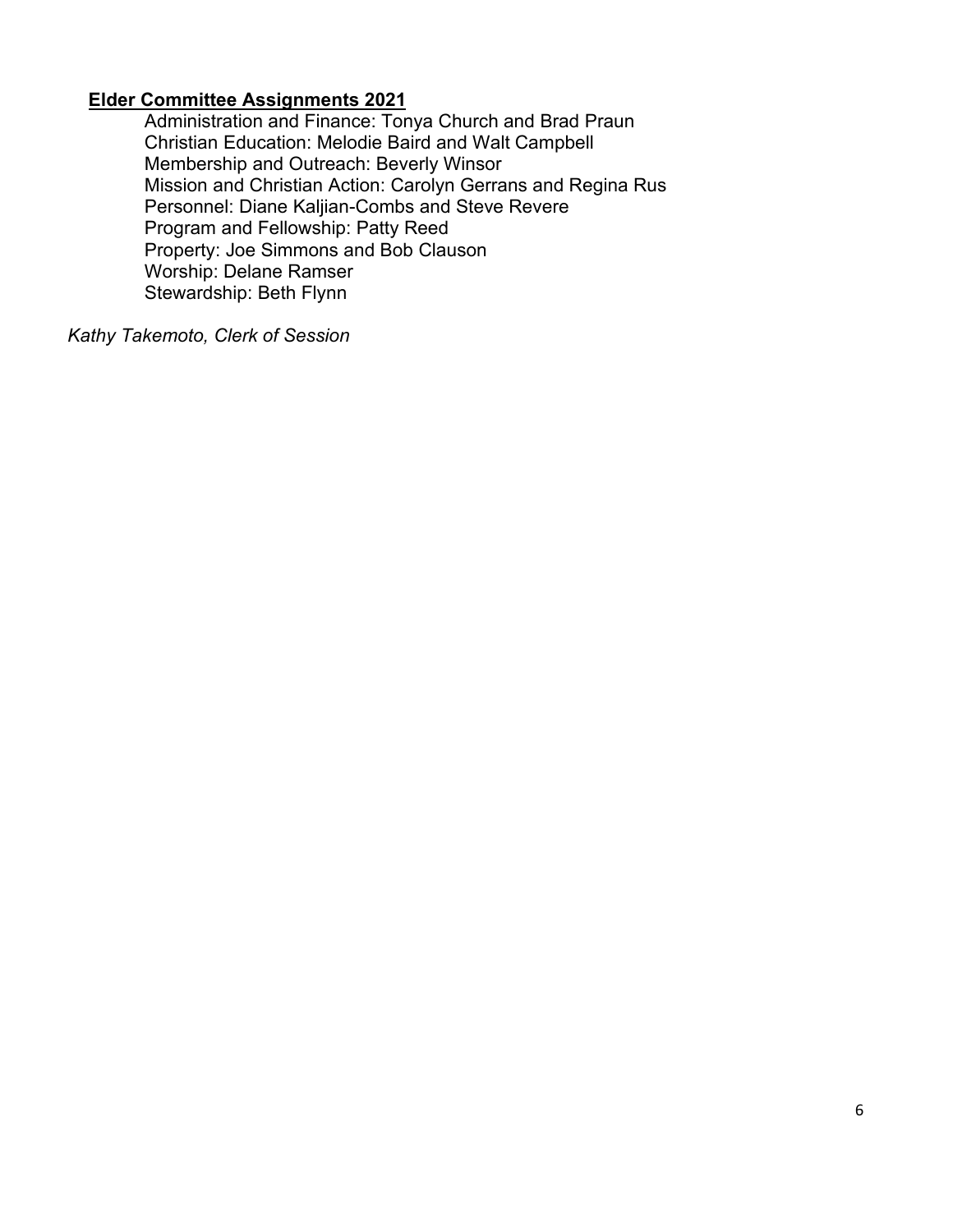**Elder Committee Assignments 2021**

Administration and Finance: Tonya Church and Brad Praun
Christian Education: Melodie Baird and Walt Campbell
Membership and Outreach: Beverly Winsor
Mission and Christian Action: Carolyn Gerrans and Regina Rus
Personnel: Diane Kaljian-Combs and Steve Revere
Program and Fellowship: Patty Reed
Property: Joe Simmons and Bob Clauson
Worship: Delane Ramser
Stewardship: Beth Flynn

*Kathy Takemoto, Clerk of Session*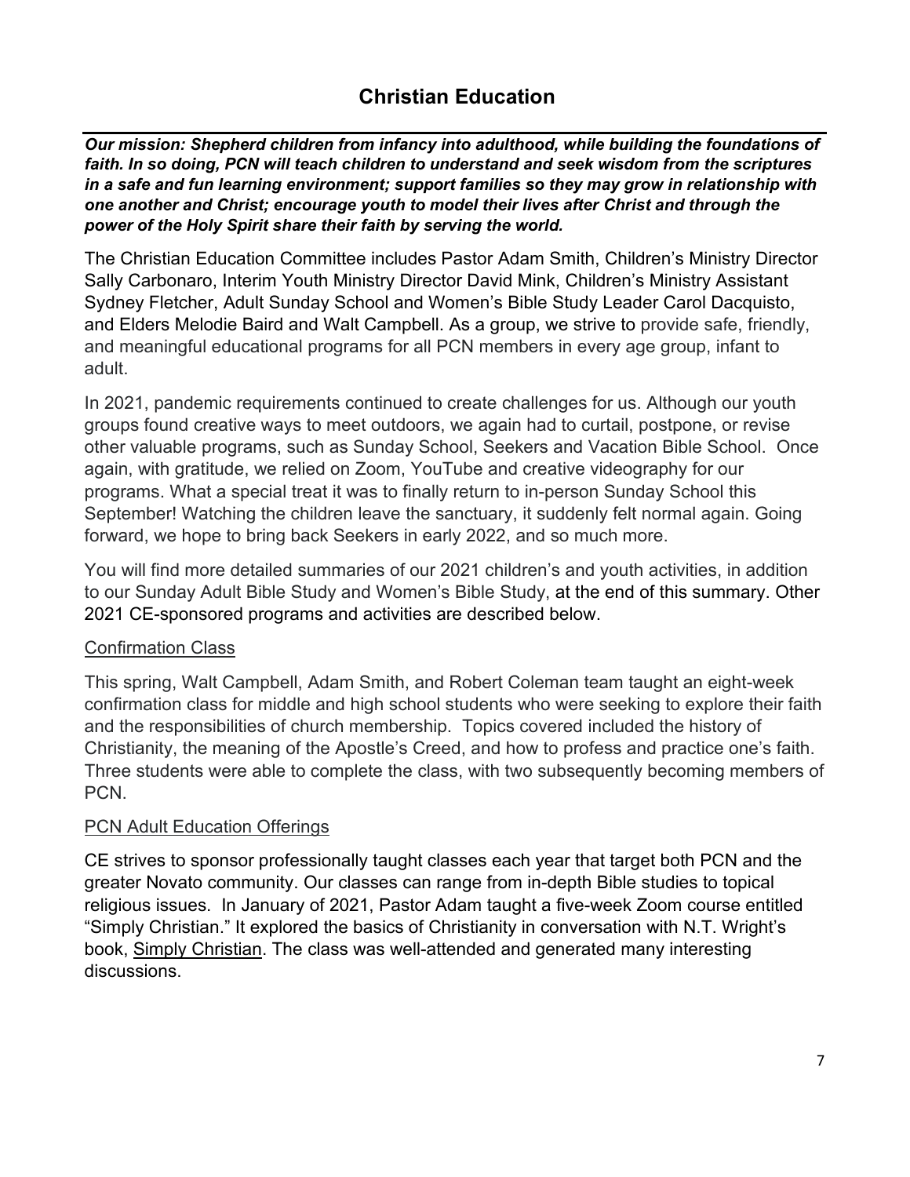# Christian Education

***Our mission: Shepherd children from infancy into adulthood, while building the foundations of faith. In so doing, PCN will teach children to understand and seek wisdom from the scriptures in a safe and fun learning environment; support families so they may grow in relationship with one another and Christ; encourage youth to model their lives after Christ and through the power of the Holy Spirit share their faith by serving the world.***

The Christian Education Committee includes Pastor Adam Smith, Children's Ministry Director Sally Carbonaro, Interim Youth Ministry Director David Mink, Children's Ministry Assistant Sydney Fletcher, Adult Sunday School and Women's Bible Study Leader Carol Dacquisto, and Elders Melodie Baird and Walt Campbell. As a group, we strive to provide safe, friendly, and meaningful educational programs for all PCN members in every age group, infant to adult.

In 2021, pandemic requirements continued to create challenges for us. Although our youth groups found creative ways to meet outdoors, we again had to curtail, postpone, or revise other valuable programs, such as Sunday School, Seekers and Vacation Bible School. Once again, with gratitude, we relied on Zoom, YouTube and creative videography for our programs. What a special treat it was to finally return to in-person Sunday School this September! Watching the children leave the sanctuary, it suddenly felt normal again. Going forward, we hope to bring back Seekers in early 2022, and so much more.

You will find more detailed summaries of our 2021 children's and youth activities, in addition to our Sunday Adult Bible Study and Women's Bible Study, at the end of this summary. Other 2021 CE-sponsored programs and activities are described below.

## Confirmation Class

This spring, Walt Campbell, Adam Smith, and Robert Coleman team taught an eight-week confirmation class for middle and high school students who were seeking to explore their faith and the responsibilities of church membership. Topics covered included the history of Christianity, the meaning of the Apostle's Creed, and how to profess and practice one's faith. Three students were able to complete the class, with two subsequently becoming members of PCN.

## PCN Adult Education Offerings

CE strives to sponsor professionally taught classes each year that target both PCN and the greater Novato community. Our classes can range from in-depth Bible studies to topical religious issues. In January of 2021, Pastor Adam taught a five-week Zoom course entitled "Simply Christian." It explored the basics of Christianity in conversation with N.T. Wright's book, Simply Christian. The class was well-attended and generated many interesting discussions.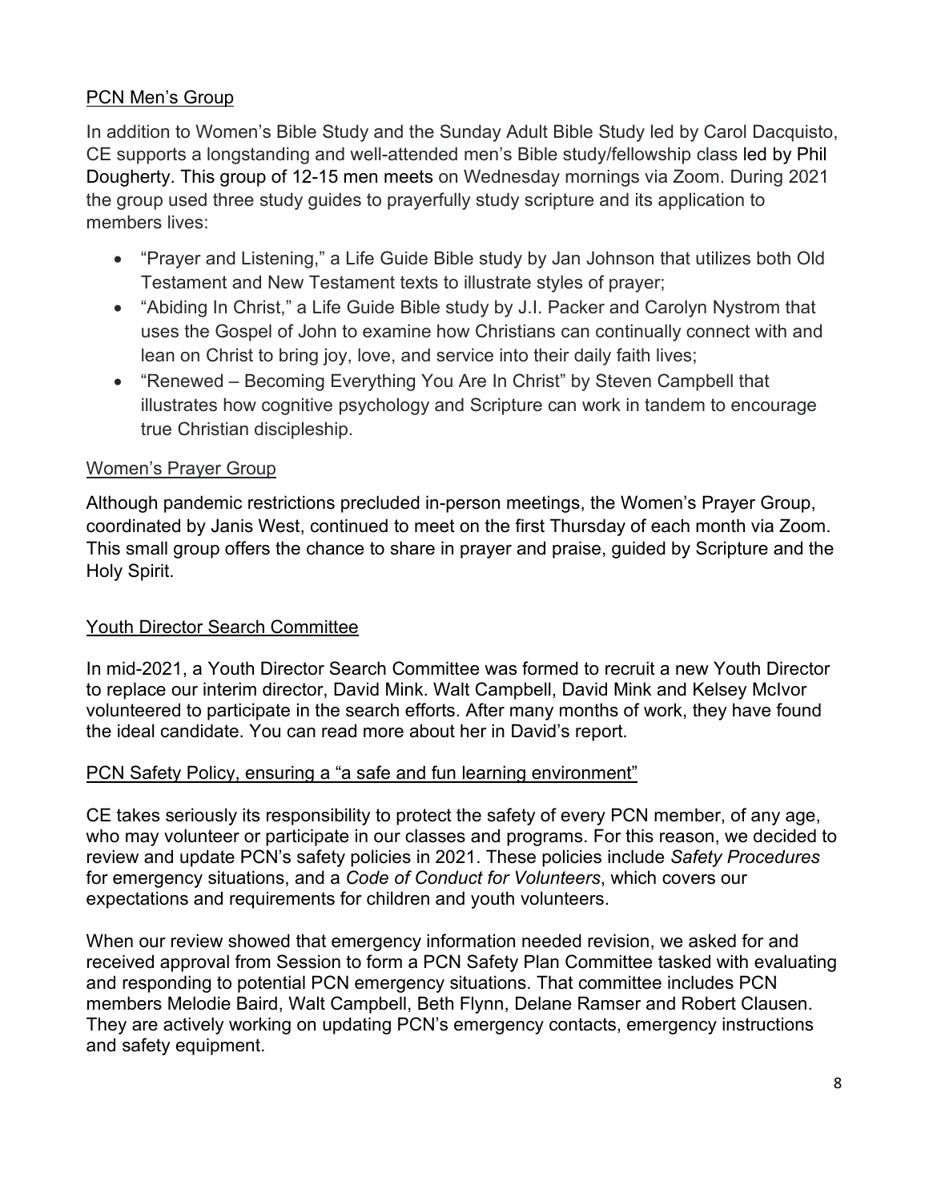## PCN Men's Group

In addition to Women's Bible Study and the Sunday Adult Bible Study led by Carol Dacquisto, CE supports a longstanding and well-attended men's Bible study/fellowship class led by Phil Dougherty. This group of 12-15 men meets on Wednesday mornings via Zoom. During 2021 the group used three study guides to prayerfully study scripture and its application to members lives:

- "Prayer and Listening," a Life Guide Bible study by Jan Johnson that utilizes both Old Testament and New Testament texts to illustrate styles of prayer;
- "Abiding In Christ," a Life Guide Bible study by J.I. Packer and Carolyn Nystrom that uses the Gospel of John to examine how Christians can continually connect with and lean on Christ to bring joy, love, and service into their daily faith lives;
- "Renewed – Becoming Everything You Are In Christ" by Steven Campbell that illustrates how cognitive psychology and Scripture can work in tandem to encourage true Christian discipleship.

## Women's Prayer Group

Although pandemic restrictions precluded in-person meetings, the Women's Prayer Group, coordinated by Janis West, continued to meet on the first Thursday of each month via Zoom. This small group offers the chance to share in prayer and praise, guided by Scripture and the Holy Spirit.

## Youth Director Search Committee

In mid-2021, a Youth Director Search Committee was formed to recruit a new Youth Director to replace our interim director, David Mink. Walt Campbell, David Mink and Kelsey McIvor volunteered to participate in the search efforts. After many months of work, they have found the ideal candidate. You can read more about her in David's report.

## PCN Safety Policy, ensuring a "a safe and fun learning environment"

CE takes seriously its responsibility to protect the safety of every PCN member, of any age, who may volunteer or participate in our classes and programs. For this reason, we decided to review and update PCN's safety policies in 2021. These policies include *Safety Procedures* for emergency situations, and a *Code of Conduct for Volunteers*, which covers our expectations and requirements for children and youth volunteers.

When our review showed that emergency information needed revision, we asked for and received approval from Session to form a PCN Safety Plan Committee tasked with evaluating and responding to potential PCN emergency situations. That committee includes PCN members Melodie Baird, Walt Campbell, Beth Flynn, Delane Ramser and Robert Clausen. They are actively working on updating PCN's emergency contacts, emergency instructions and safety equipment.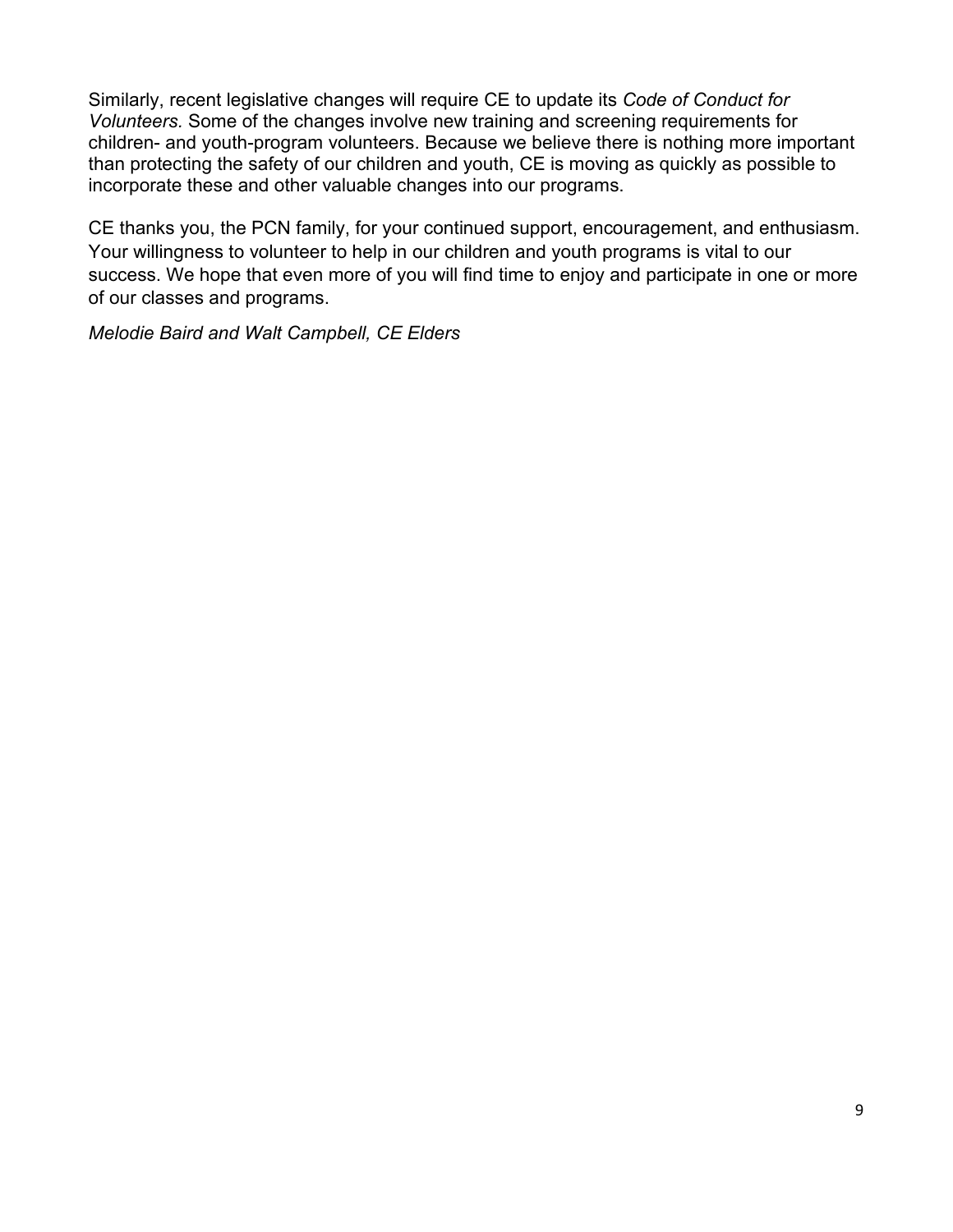Similarly, recent legislative changes will require CE to update its *Code of Conduct for Volunteers.* Some of the changes involve new training and screening requirements for children- and youth-program volunteers. Because we believe there is nothing more important than protecting the safety of our children and youth, CE is moving as quickly as possible to incorporate these and other valuable changes into our programs.

CE thanks you, the PCN family, for your continued support, encouragement, and enthusiasm. Your willingness to volunteer to help in our children and youth programs is vital to our success. We hope that even more of you will find time to enjoy and participate in one or more of our classes and programs.

*Melodie Baird and Walt Campbell, CE Elders*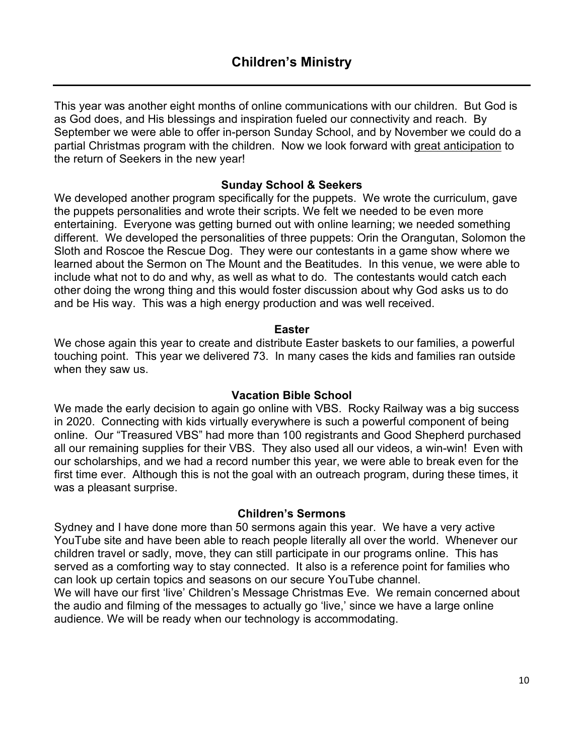# Children's Ministry

This year was another eight months of online communications with our children. But God is as God does, and His blessings and inspiration fueled our connectivity and reach. By September we were able to offer in-person Sunday School, and by November we could do a partial Christmas program with the children. Now we look forward with <u>great anticipation</u> to the return of Seekers in the new year!

### Sunday School & Seekers

We developed another program specifically for the puppets. We wrote the curriculum, gave the puppets personalities and wrote their scripts. We felt we needed to be even more entertaining. Everyone was getting burned out with online learning; we needed something different. We developed the personalities of three puppets: Orin the Orangutan, Solomon the Sloth and Roscoe the Rescue Dog. They were our contestants in a game show where we learned about the Sermon on The Mount and the Beatitudes. In this venue, we were able to include what not to do and why, as well as what to do. The contestants would catch each other doing the wrong thing and this would foster discussion about why God asks us to do and be His way. This was a high energy production and was well received.

### Easter

We chose again this year to create and distribute Easter baskets to our families, a powerful touching point. This year we delivered 73. In many cases the kids and families ran outside when they saw us.

### Vacation Bible School

We made the early decision to again go online with VBS. Rocky Railway was a big success in 2020. Connecting with kids virtually everywhere is such a powerful component of being online. Our "Treasured VBS" had more than 100 registrants and Good Shepherd purchased all our remaining supplies for their VBS. They also used all our videos, a win-win! Even with our scholarships, and we had a record number this year, we were able to break even for the first time ever. Although this is not the goal with an outreach program, during these times, it was a pleasant surprise.

### Children's Sermons

Sydney and I have done more than 50 sermons again this year. We have a very active YouTube site and have been able to reach people literally all over the world. Whenever our children travel or sadly, move, they can still participate in our programs online. This has served as a comforting way to stay connected. It also is a reference point for families who can look up certain topics and seasons on our secure YouTube channel.

We will have our first 'live' Children's Message Christmas Eve. We remain concerned about the audio and filming of the messages to actually go 'live,' since we have a large online audience. We will be ready when our technology is accommodating.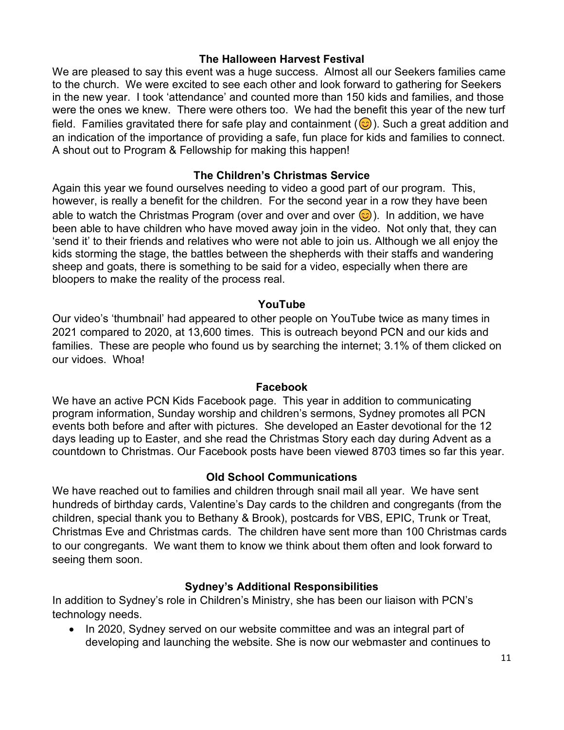### The Halloween Harvest Festival

We are pleased to say this event was a huge success. Almost all our Seekers families came to the church. We were excited to see each other and look forward to gathering for Seekers in the new year. I took 'attendance' and counted more than 150 kids and families, and those were the ones we knew. There were others too. We had the benefit this year of the new turf field. Families gravitated there for safe play and containment (😊). Such a great addition and an indication of the importance of providing a safe, fun place for kids and families to connect. A shout out to Program & Fellowship for making this happen!

### The Children's Christmas Service

Again this year we found ourselves needing to video a good part of our program. This, however, is really a benefit for the children. For the second year in a row they have been able to watch the Christmas Program (over and over and over 😊). In addition, we have been able to have children who have moved away join in the video. Not only that, they can 'send it' to their friends and relatives who were not able to join us. Although we all enjoy the kids storming the stage, the battles between the shepherds with their staffs and wandering sheep and goats, there is something to be said for a video, especially when there are bloopers to make the reality of the process real.

### YouTube

Our video's 'thumbnail' had appeared to other people on YouTube twice as many times in 2021 compared to 2020, at 13,600 times. This is outreach beyond PCN and our kids and families. These are people who found us by searching the internet; 3.1% of them clicked on our vidoes. Whoa!

### Facebook

We have an active PCN Kids Facebook page. This year in addition to communicating program information, Sunday worship and children's sermons, Sydney promotes all PCN events both before and after with pictures. She developed an Easter devotional for the 12 days leading up to Easter, and she read the Christmas Story each day during Advent as a countdown to Christmas. Our Facebook posts have been viewed 8703 times so far this year.

### Old School Communications

We have reached out to families and children through snail mail all year. We have sent hundreds of birthday cards, Valentine's Day cards to the children and congregants (from the children, special thank you to Bethany & Brook), postcards for VBS, EPIC, Trunk or Treat, Christmas Eve and Christmas cards. The children have sent more than 100 Christmas cards to our congregants. We want them to know we think about them often and look forward to seeing them soon.

### Sydney's Additional Responsibilities

In addition to Sydney's role in Children's Ministry, she has been our liaison with PCN's technology needs.

- In 2020, Sydney served on our website committee and was an integral part of developing and launching the website. She is now our webmaster and continues to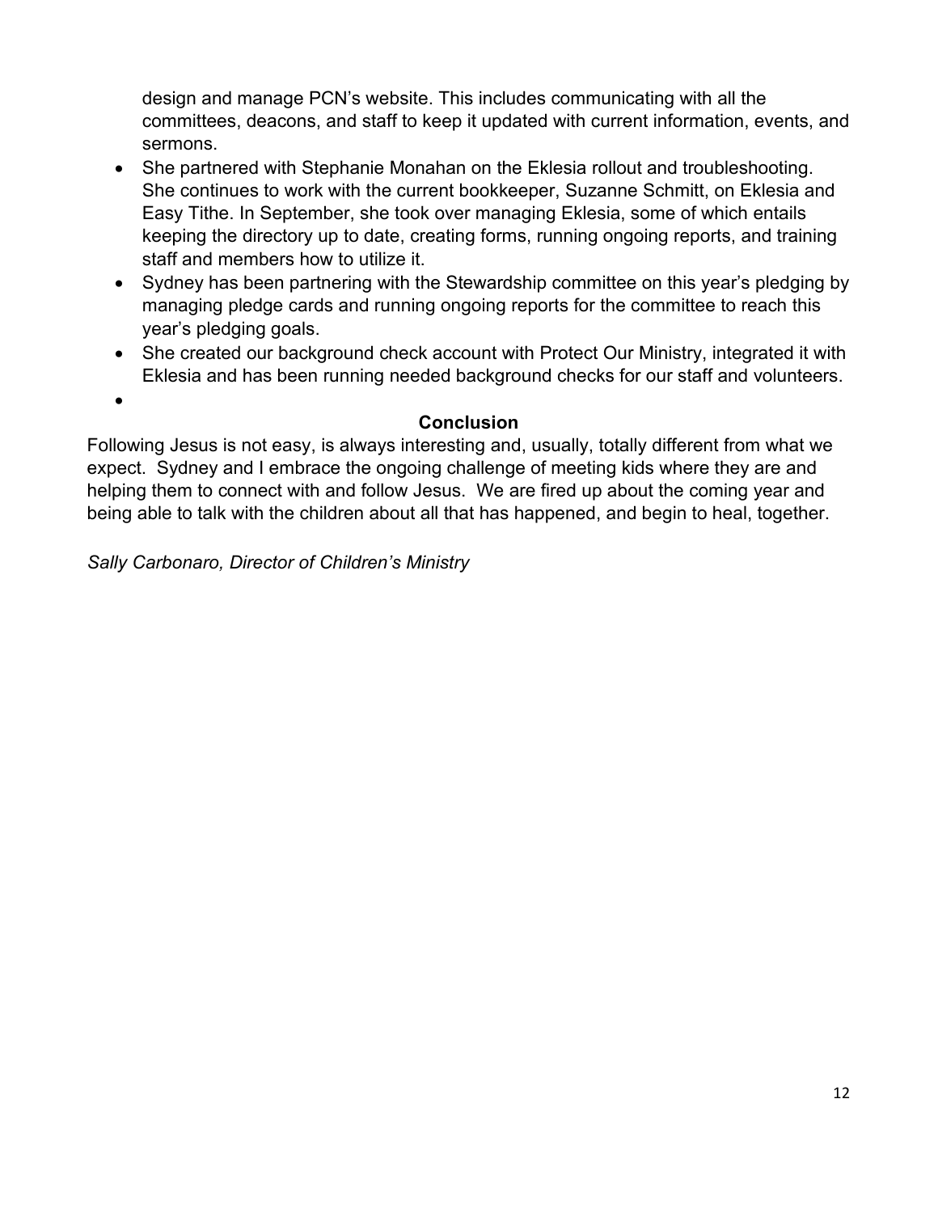design and manage PCN's website. This includes communicating with all the committees, deacons, and staff to keep it updated with current information, events, and sermons.

- She partnered with Stephanie Monahan on the Eklesia rollout and troubleshooting. She continues to work with the current bookkeeper, Suzanne Schmitt, on Eklesia and Easy Tithe. In September, she took over managing Eklesia, some of which entails keeping the directory up to date, creating forms, running ongoing reports, and training staff and members how to utilize it.
- Sydney has been partnering with the Stewardship committee on this year's pledging by managing pledge cards and running ongoing reports for the committee to reach this year's pledging goals.
- She created our background check account with Protect Our Ministry, integrated it with Eklesia and has been running needed background checks for our staff and volunteers.

**Conclusion**

Following Jesus is not easy, is always interesting and, usually, totally different from what we expect. Sydney and I embrace the ongoing challenge of meeting kids where they are and helping them to connect with and follow Jesus. We are fired up about the coming year and being able to talk with the children about all that has happened, and begin to heal, together.

*Sally Carbonaro, Director of Children's Ministry*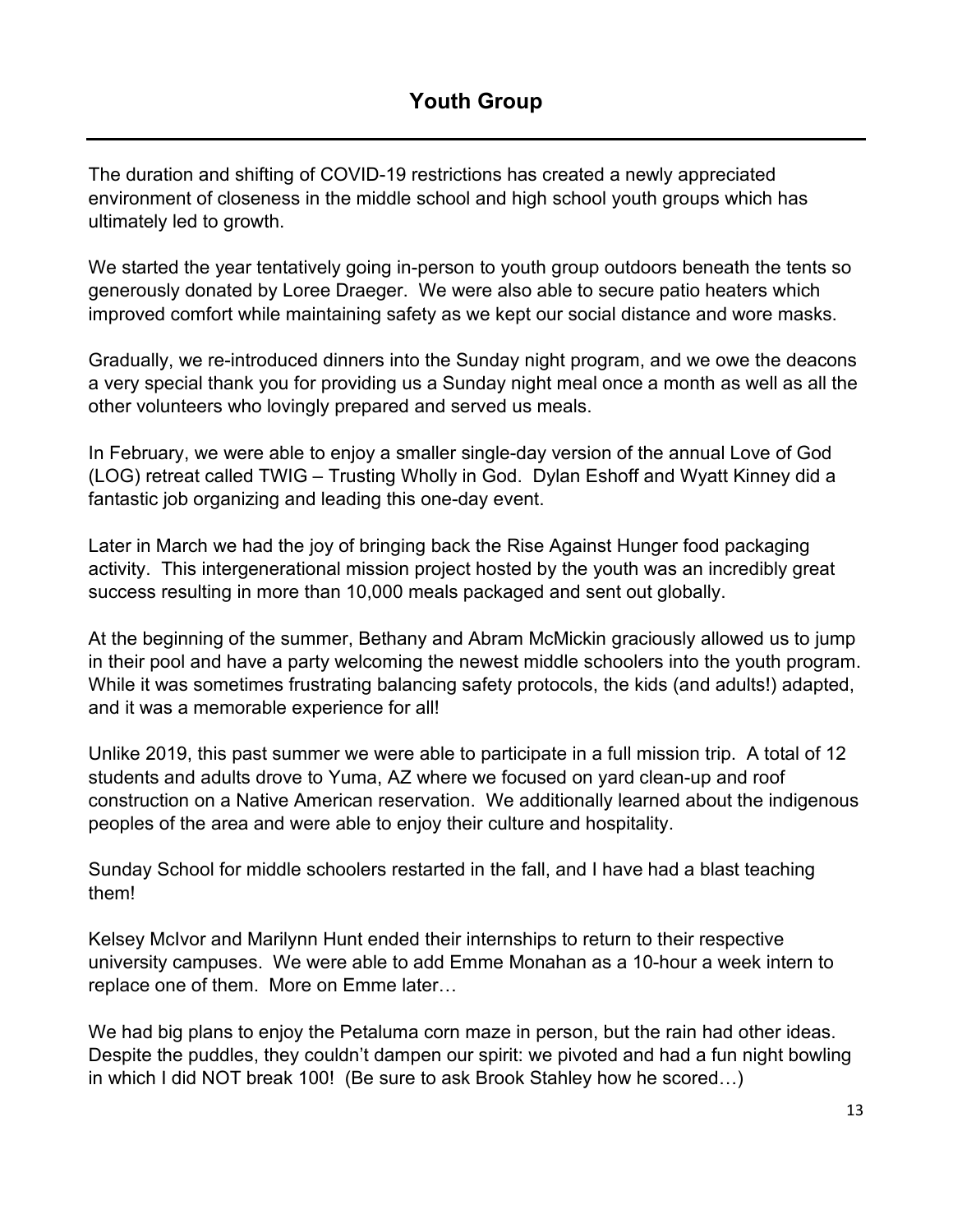# Youth Group

The duration and shifting of COVID-19 restrictions has created a newly appreciated environment of closeness in the middle school and high school youth groups which has ultimately led to growth.

We started the year tentatively going in-person to youth group outdoors beneath the tents so generously donated by Loree Draeger. We were also able to secure patio heaters which improved comfort while maintaining safety as we kept our social distance and wore masks.

Gradually, we re-introduced dinners into the Sunday night program, and we owe the deacons a very special thank you for providing us a Sunday night meal once a month as well as all the other volunteers who lovingly prepared and served us meals.

In February, we were able to enjoy a smaller single-day version of the annual Love of God (LOG) retreat called TWIG – Trusting Wholly in God. Dylan Eshoff and Wyatt Kinney did a fantastic job organizing and leading this one-day event.

Later in March we had the joy of bringing back the Rise Against Hunger food packaging activity. This intergenerational mission project hosted by the youth was an incredibly great success resulting in more than 10,000 meals packaged and sent out globally.

At the beginning of the summer, Bethany and Abram McMickin graciously allowed us to jump in their pool and have a party welcoming the newest middle schoolers into the youth program. While it was sometimes frustrating balancing safety protocols, the kids (and adults!) adapted, and it was a memorable experience for all!

Unlike 2019, this past summer we were able to participate in a full mission trip. A total of 12 students and adults drove to Yuma, AZ where we focused on yard clean-up and roof construction on a Native American reservation. We additionally learned about the indigenous peoples of the area and were able to enjoy their culture and hospitality.

Sunday School for middle schoolers restarted in the fall, and I have had a blast teaching them!

Kelsey McIvor and Marilynn Hunt ended their internships to return to their respective university campuses. We were able to add Emme Monahan as a 10-hour a week intern to replace one of them. More on Emme later…

We had big plans to enjoy the Petaluma corn maze in person, but the rain had other ideas. Despite the puddles, they couldn't dampen our spirit: we pivoted and had a fun night bowling in which I did NOT break 100! (Be sure to ask Brook Stahley how he scored…)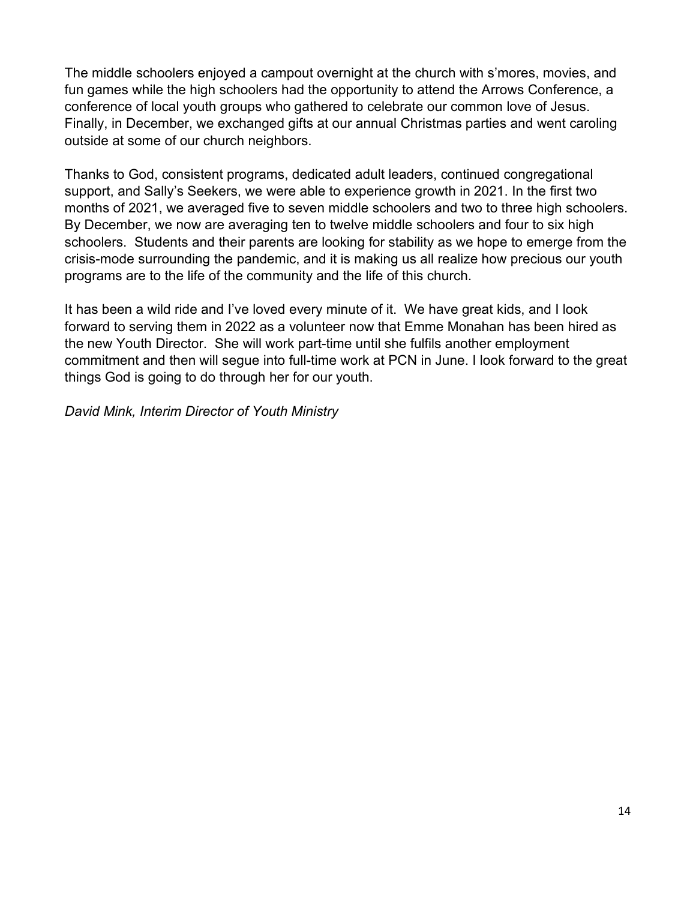The middle schoolers enjoyed a campout overnight at the church with s'mores, movies, and fun games while the high schoolers had the opportunity to attend the Arrows Conference, a conference of local youth groups who gathered to celebrate our common love of Jesus. Finally, in December, we exchanged gifts at our annual Christmas parties and went caroling outside at some of our church neighbors.

Thanks to God, consistent programs, dedicated adult leaders, continued congregational support, and Sally's Seekers, we were able to experience growth in 2021. In the first two months of 2021, we averaged five to seven middle schoolers and two to three high schoolers. By December, we now are averaging ten to twelve middle schoolers and four to six high schoolers. Students and their parents are looking for stability as we hope to emerge from the crisis-mode surrounding the pandemic, and it is making us all realize how precious our youth programs are to the life of the community and the life of this church.

It has been a wild ride and I've loved every minute of it. We have great kids, and I look forward to serving them in 2022 as a volunteer now that Emme Monahan has been hired as the new Youth Director. She will work part-time until she fulfils another employment commitment and then will segue into full-time work at PCN in June. I look forward to the great things God is going to do through her for our youth.

*David Mink, Interim Director of Youth Ministry*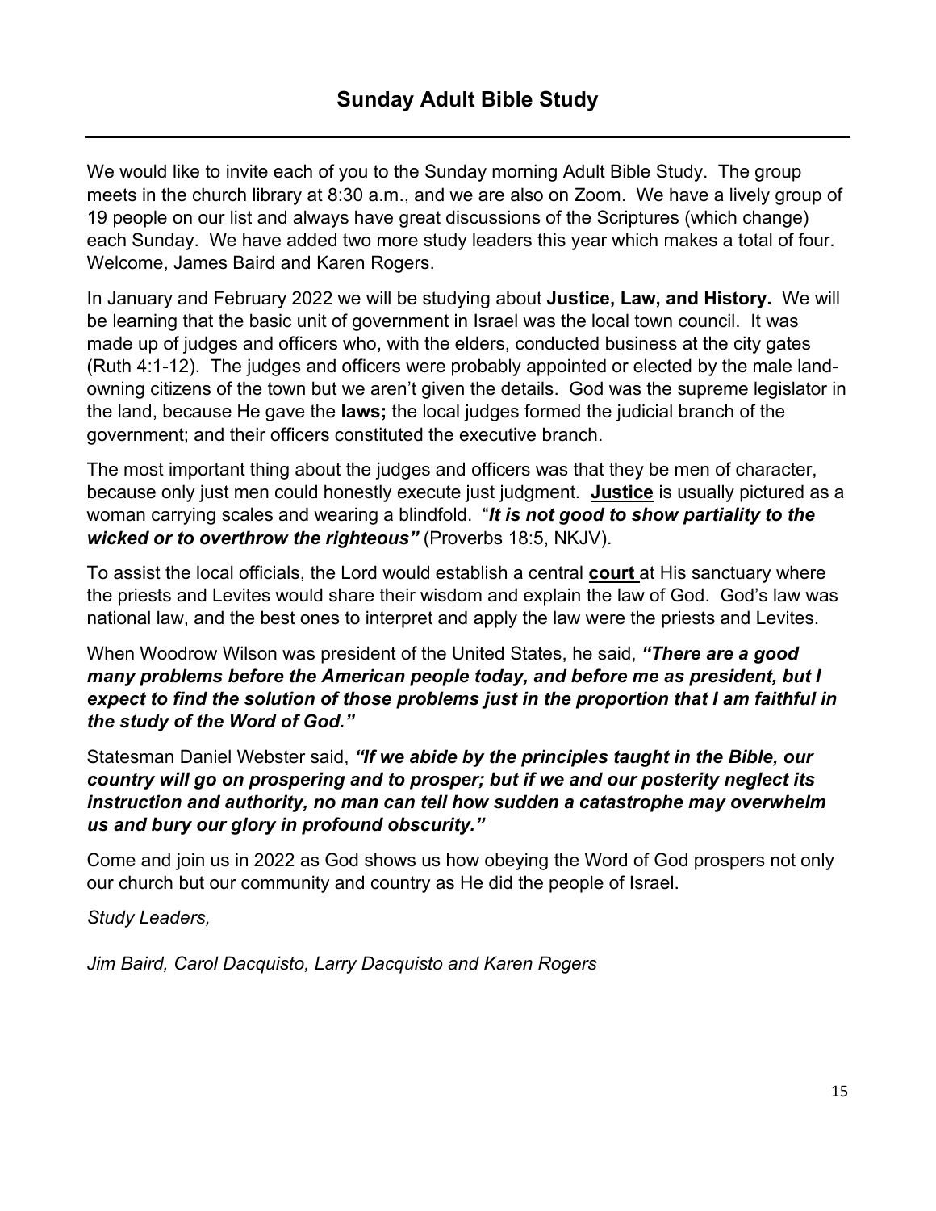# Sunday Adult Bible Study

---

We would like to invite each of you to the Sunday morning Adult Bible Study. The group meets in the church library at 8:30 a.m., and we are also on Zoom. We have a lively group of 19 people on our list and always have great discussions of the Scriptures (which change) each Sunday. We have added two more study leaders this year which makes a total of four. Welcome, James Baird and Karen Rogers.

In January and February 2022 we will be studying about **Justice, Law, and History.** We will be learning that the basic unit of government in Israel was the local town council. It was made up of judges and officers who, with the elders, conducted business at the city gates (Ruth 4:1-12). The judges and officers were probably appointed or elected by the male land-owning citizens of the town but we aren't given the details. God was the supreme legislator in the land, because He gave the **laws;** the local judges formed the judicial branch of the government; and their officers constituted the executive branch.

The most important thing about the judges and officers was that they be men of character, because only just men could honestly execute just judgment. <u>**Justice**</u> is usually pictured as a woman carrying scales and wearing a blindfold. "***It is not good to show partiality to the wicked or to overthrow the righteous"*** (Proverbs 18:5, NKJV).

To assist the local officials, the Lord would establish a central <u>**court**</u> at His sanctuary where the priests and Levites would share their wisdom and explain the law of God. God's law was national law, and the best ones to interpret and apply the law were the priests and Levites.

When Woodrow Wilson was president of the United States, he said, ***"There are a good many problems before the American people today, and before me as president, but I expect to find the solution of those problems just in the proportion that I am faithful in the study of the Word of God."***

Statesman Daniel Webster said, ***"If we abide by the principles taught in the Bible, our country will go on prospering and to prosper; but if we and our posterity neglect its instruction and authority, no man can tell how sudden a catastrophe may overwhelm us and bury our glory in profound obscurity."***

Come and join us in 2022 as God shows us how obeying the Word of God prospers not only our church but our community and country as He did the people of Israel.

*Study Leaders,*

*Jim Baird, Carol Dacquisto, Larry Dacquisto and Karen Rogers*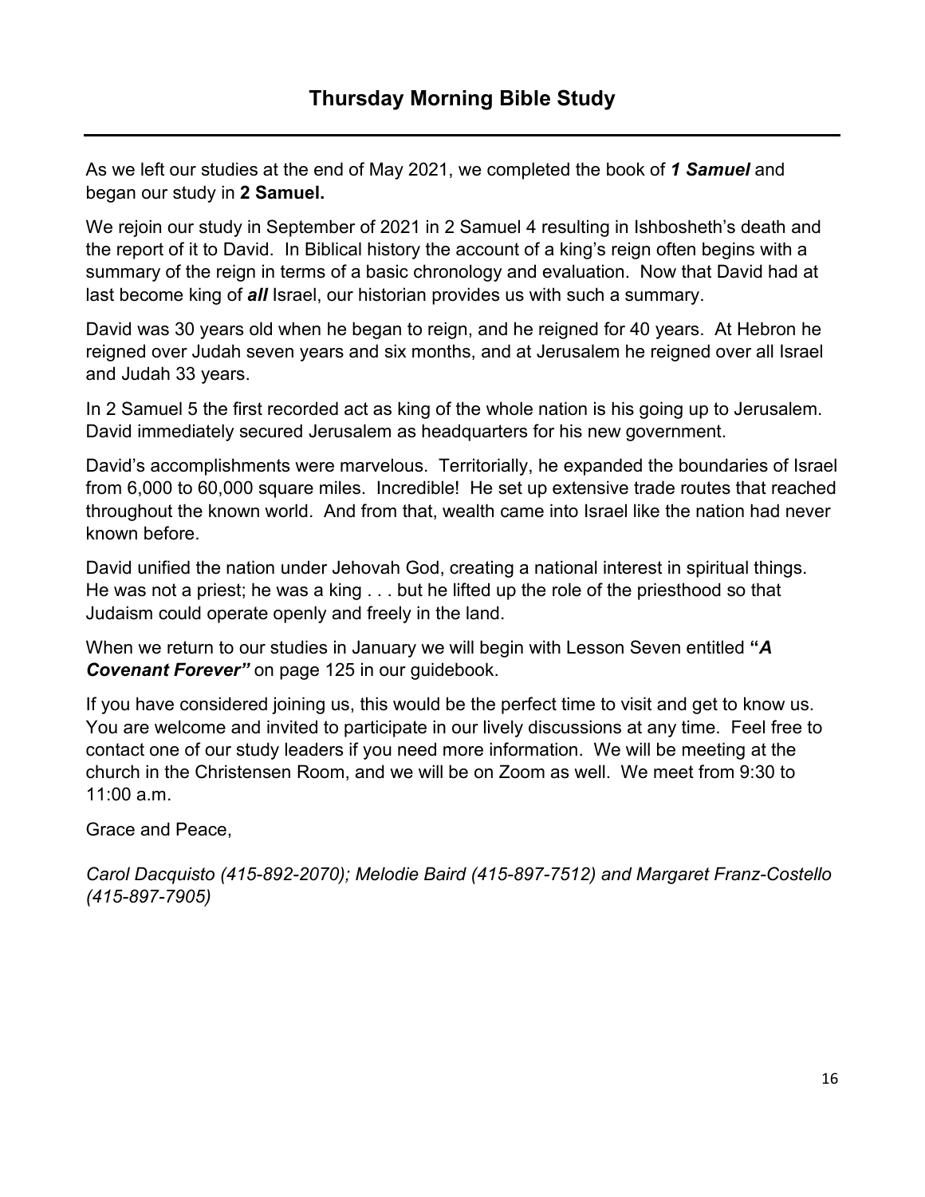# Thursday Morning Bible Study

As we left our studies at the end of May 2021, we completed the book of ***1 Samuel*** and began our study in **2 Samuel.**

We rejoin our study in September of 2021 in 2 Samuel 4 resulting in Ishbosheth's death and the report of it to David. In Biblical history the account of a king's reign often begins with a summary of the reign in terms of a basic chronology and evaluation. Now that David had at last become king of ***all*** Israel, our historian provides us with such a summary.

David was 30 years old when he began to reign, and he reigned for 40 years. At Hebron he reigned over Judah seven years and six months, and at Jerusalem he reigned over all Israel and Judah 33 years.

In 2 Samuel 5 the first recorded act as king of the whole nation is his going up to Jerusalem. David immediately secured Jerusalem as headquarters for his new government.

David's accomplishments were marvelous. Territorially, he expanded the boundaries of Israel from 6,000 to 60,000 square miles. Incredible! He set up extensive trade routes that reached throughout the known world. And from that, wealth came into Israel like the nation had never known before.

David unified the nation under Jehovah God, creating a national interest in spiritual things. He was not a priest; he was a king . . . but he lifted up the role of the priesthood so that Judaism could operate openly and freely in the land.

When we return to our studies in January we will begin with Lesson Seven entitled **"*A Covenant Forever"*** on page 125 in our guidebook.

If you have considered joining us, this would be the perfect time to visit and get to know us. You are welcome and invited to participate in our lively discussions at any time. Feel free to contact one of our study leaders if you need more information. We will be meeting at the church in the Christensen Room, and we will be on Zoom as well. We meet from 9:30 to 11:00 a.m.

Grace and Peace,

*Carol Dacquisto (415-892-2070); Melodie Baird (415-897-7512) and Margaret Franz-Costello (415-897-7905)*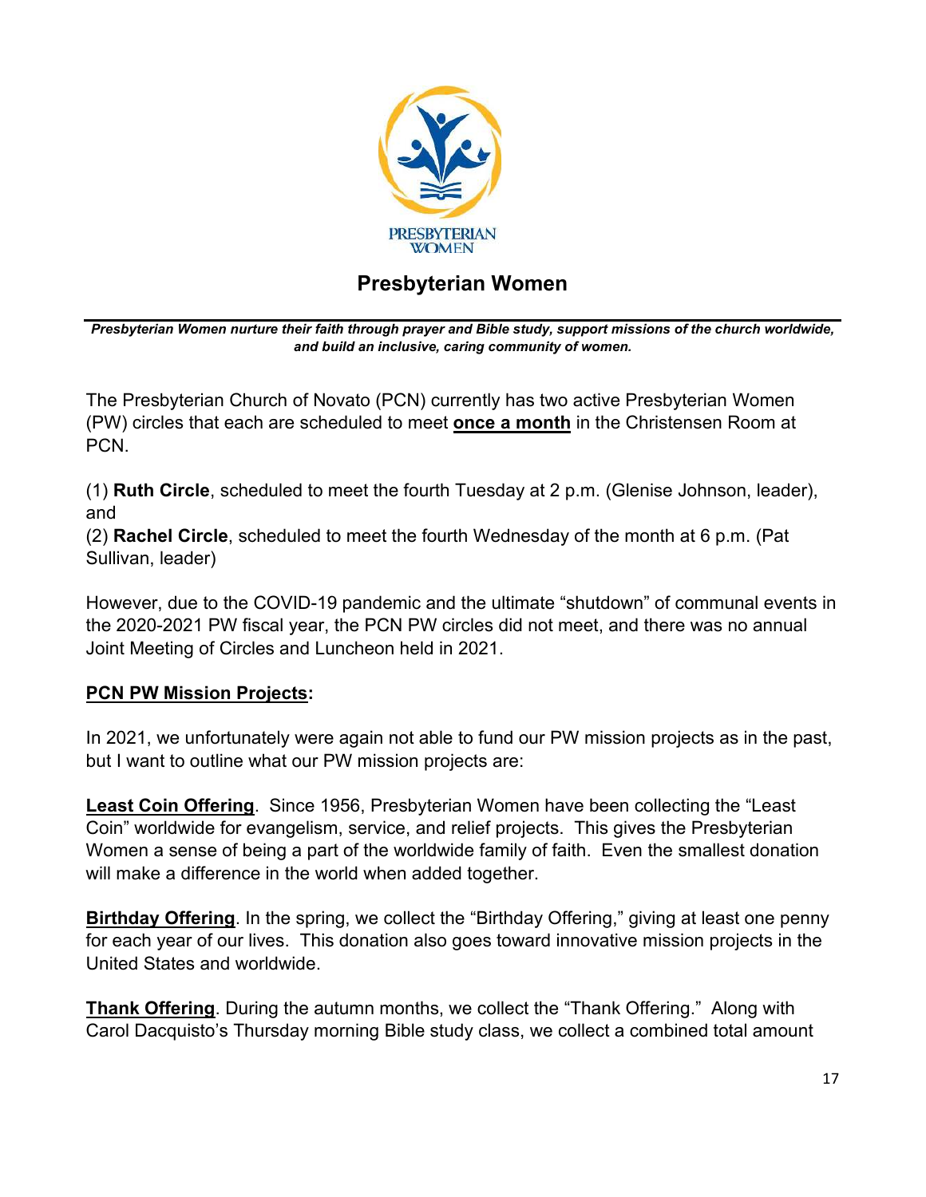# Presbyterian Women

***Presbyterian Women nurture their faith through prayer and Bible study, support missions of the church worldwide, and build an inclusive, caring community of women.***

The Presbyterian Church of Novato (PCN) currently has two active Presbyterian Women (PW) circles that each are scheduled to meet **once a month** in the Christensen Room at PCN.

(1) **Ruth Circle**, scheduled to meet the fourth Tuesday at 2 p.m. (Glenise Johnson, leader), and
(2) **Rachel Circle**, scheduled to meet the fourth Wednesday of the month at 6 p.m. (Pat Sullivan, leader)

However, due to the COVID-19 pandemic and the ultimate "shutdown" of communal events in the 2020-2021 PW fiscal year, the PCN PW circles did not meet, and there was no annual Joint Meeting of Circles and Luncheon held in 2021.

**PCN PW Mission Projects:**

In 2021, we unfortunately were again not able to fund our PW mission projects as in the past, but I want to outline what our PW mission projects are:

**Least Coin Offering**. Since 1956, Presbyterian Women have been collecting the "Least Coin" worldwide for evangelism, service, and relief projects. This gives the Presbyterian Women a sense of being a part of the worldwide family of faith. Even the smallest donation will make a difference in the world when added together.

**Birthday Offering**. In the spring, we collect the "Birthday Offering," giving at least one penny for each year of our lives. This donation also goes toward innovative mission projects in the United States and worldwide.

**Thank Offering**. During the autumn months, we collect the "Thank Offering." Along with Carol Dacquisto's Thursday morning Bible study class, we collect a combined total amount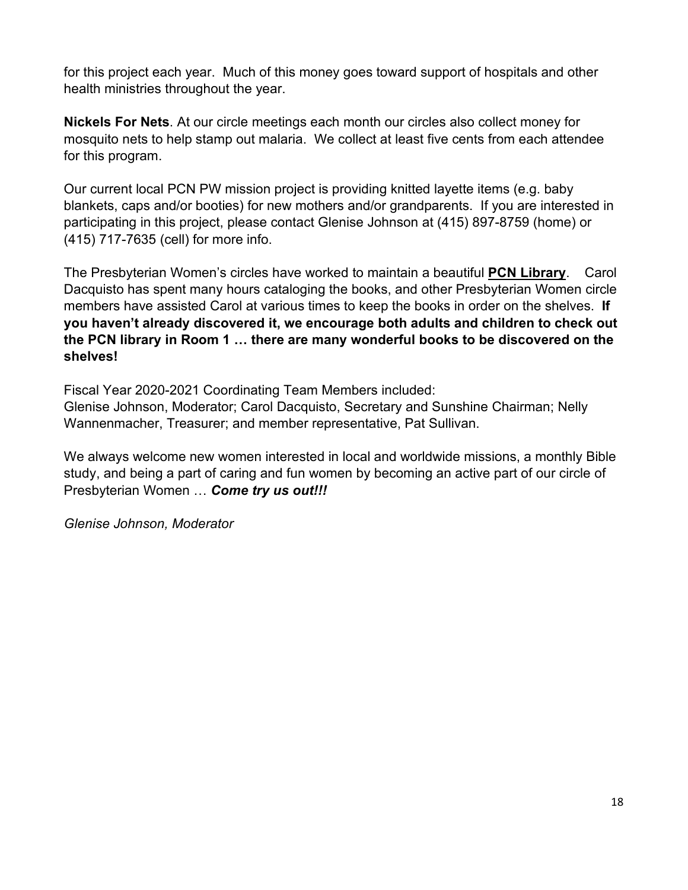for this project each year. Much of this money goes toward support of hospitals and other health ministries throughout the year.

**Nickels For Nets**. At our circle meetings each month our circles also collect money for mosquito nets to help stamp out malaria. We collect at least five cents from each attendee for this program.

Our current local PCN PW mission project is providing knitted layette items (e.g. baby blankets, caps and/or booties) for new mothers and/or grandparents. If you are interested in participating in this project, please contact Glenise Johnson at (415) 897-8759 (home) or (415) 717-7635 (cell) for more info.

The Presbyterian Women's circles have worked to maintain a beautiful **PCN Library**. Carol Dacquisto has spent many hours cataloging the books, and other Presbyterian Women circle members have assisted Carol at various times to keep the books in order on the shelves. **If you haven't already discovered it, we encourage both adults and children to check out the PCN library in Room 1 … there are many wonderful books to be discovered on the shelves!**

Fiscal Year 2020-2021 Coordinating Team Members included:
Glenise Johnson, Moderator; Carol Dacquisto, Secretary and Sunshine Chairman; Nelly Wannenmacher, Treasurer; and member representative, Pat Sullivan.

We always welcome new women interested in local and worldwide missions, a monthly Bible study, and being a part of caring and fun women by becoming an active part of our circle of Presbyterian Women … ***Come try us out!!!***

*Glenise Johnson, Moderator*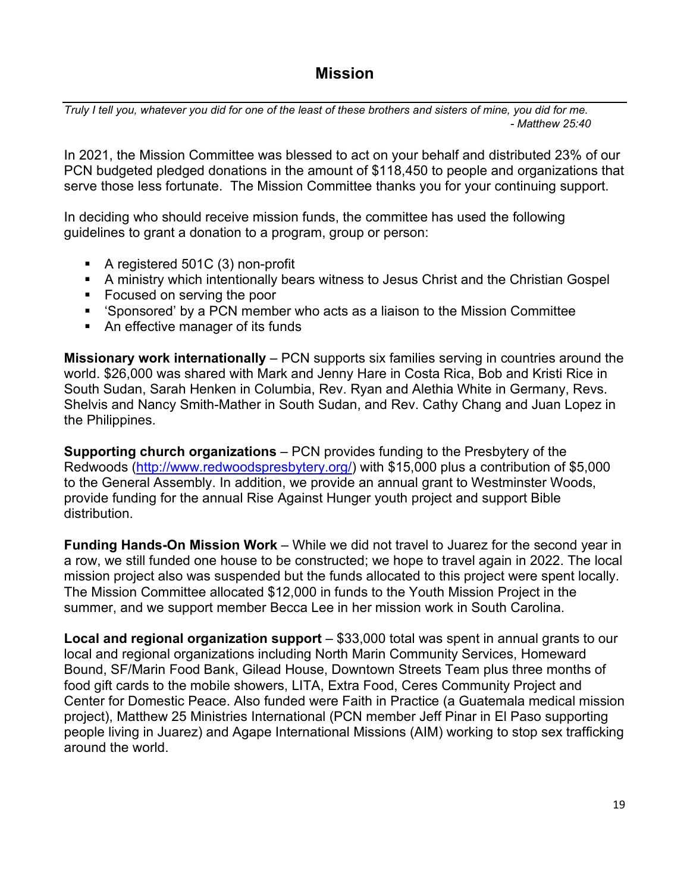# Mission

*Truly I tell you, whatever you did for one of the least of these brothers and sisters of mine, you did for me.*
*- Matthew 25:40*

In 2021, the Mission Committee was blessed to act on your behalf and distributed 23% of our PCN budgeted pledged donations in the amount of $118,450 to people and organizations that serve those less fortunate. The Mission Committee thanks you for your continuing support.

In deciding who should receive mission funds, the committee has used the following guidelines to grant a donation to a program, group or person:

- A registered 501C (3) non-profit
- A ministry which intentionally bears witness to Jesus Christ and the Christian Gospel
- Focused on serving the poor
- 'Sponsored' by a PCN member who acts as a liaison to the Mission Committee
- An effective manager of its funds

**Missionary work internationally** – PCN supports six families serving in countries around the world. $26,000 was shared with Mark and Jenny Hare in Costa Rica, Bob and Kristi Rice in South Sudan, Sarah Henken in Columbia, Rev. Ryan and Alethia White in Germany, Revs. Shelvis and Nancy Smith-Mather in South Sudan, and Rev. Cathy Chang and Juan Lopez in the Philippines.

**Supporting church organizations** – PCN provides funding to the Presbytery of the Redwoods (http://www.redwoodspresbytery.org/) with $15,000 plus a contribution of $5,000 to the General Assembly. In addition, we provide an annual grant to Westminster Woods, provide funding for the annual Rise Against Hunger youth project and support Bible distribution.

**Funding Hands-On Mission Work** – While we did not travel to Juarez for the second year in a row, we still funded one house to be constructed; we hope to travel again in 2022. The local mission project also was suspended but the funds allocated to this project were spent locally. The Mission Committee allocated $12,000 in funds to the Youth Mission Project in the summer, and we support member Becca Lee in her mission work in South Carolina.

**Local and regional organization support** – $33,000 total was spent in annual grants to our local and regional organizations including North Marin Community Services, Homeward Bound, SF/Marin Food Bank, Gilead House, Downtown Streets Team plus three months of food gift cards to the mobile showers, LITA, Extra Food, Ceres Community Project and Center for Domestic Peace. Also funded were Faith in Practice (a Guatemala medical mission project), Matthew 25 Ministries International (PCN member Jeff Pinar in El Paso supporting people living in Juarez) and Agape International Missions (AIM) working to stop sex trafficking around the world.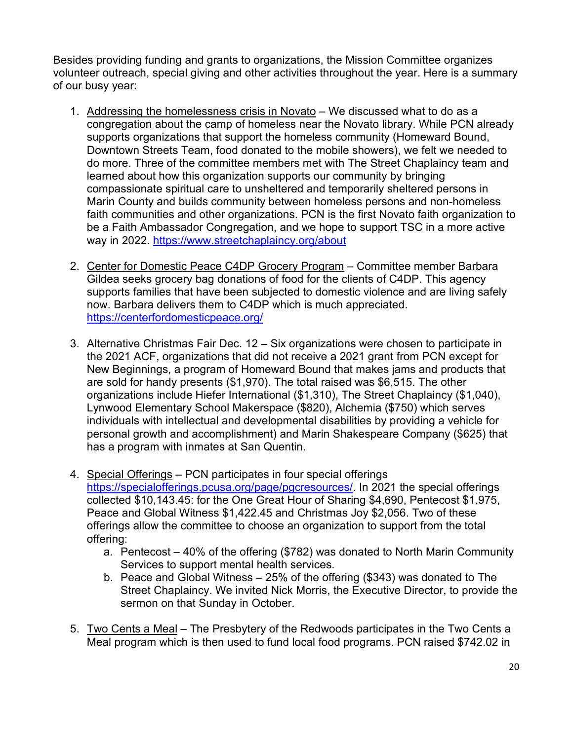Besides providing funding and grants to organizations, the Mission Committee organizes volunteer outreach, special giving and other activities throughout the year. Here is a summary of our busy year:

1. Addressing the homelessness crisis in Novato – We discussed what to do as a congregation about the camp of homeless near the Novato library. While PCN already supports organizations that support the homeless community (Homeward Bound, Downtown Streets Team, food donated to the mobile showers), we felt we needed to do more. Three of the committee members met with The Street Chaplaincy team and learned about how this organization supports our community by bringing compassionate spiritual care to unsheltered and temporarily sheltered persons in Marin County and builds community between homeless persons and non-homeless faith communities and other organizations. PCN is the first Novato faith organization to be a Faith Ambassador Congregation, and we hope to support TSC in a more active way in 2022. https://www.streetchaplaincy.org/about

2. Center for Domestic Peace C4DP Grocery Program – Committee member Barbara Gildea seeks grocery bag donations of food for the clients of C4DP. This agency supports families that have been subjected to domestic violence and are living safely now. Barbara delivers them to C4DP which is much appreciated. https://centerfordomesticpeace.org/

3. Alternative Christmas Fair Dec. 12 – Six organizations were chosen to participate in the 2021 ACF, organizations that did not receive a 2021 grant from PCN except for New Beginnings, a program of Homeward Bound that makes jams and products that are sold for handy presents ($1,970). The total raised was $6,515. The other organizations include Hiefer International ($1,310), The Street Chaplaincy ($1,040), Lynwood Elementary School Makerspace ($820), Alchemia ($750) which serves individuals with intellectual and developmental disabilities by providing a vehicle for personal growth and accomplishment) and Marin Shakespeare Company ($625) that has a program with inmates at San Quentin.

4. Special Offerings – PCN participates in four special offerings https://specialofferings.pcusa.org/page/pgcresources/. In 2021 the special offerings collected $10,143.45: for the One Great Hour of Sharing $4,690, Pentecost $1,975, Peace and Global Witness $1,422.45 and Christmas Joy $2,056. Two of these offerings allow the committee to choose an organization to support from the total offering:
   a. Pentecost – 40% of the offering ($782) was donated to North Marin Community Services to support mental health services.
   b. Peace and Global Witness – 25% of the offering ($343) was donated to The Street Chaplaincy. We invited Nick Morris, the Executive Director, to provide the sermon on that Sunday in October.

5. Two Cents a Meal – The Presbytery of the Redwoods participates in the Two Cents a Meal program which is then used to fund local food programs. PCN raised $742.02 in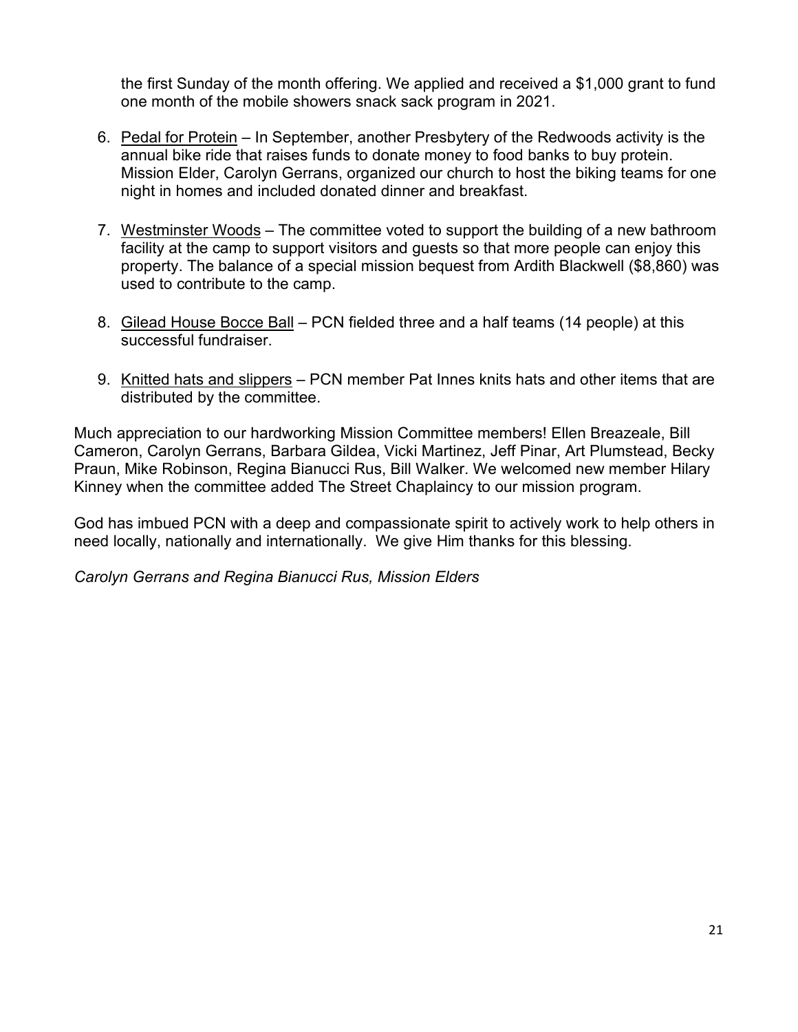the first Sunday of the month offering. We applied and received a $1,000 grant to fund one month of the mobile showers snack sack program in 2021.

6. <u>Pedal for Protein</u> – In September, another Presbytery of the Redwoods activity is the annual bike ride that raises funds to donate money to food banks to buy protein. Mission Elder, Carolyn Gerrans, organized our church to host the biking teams for one night in homes and included donated dinner and breakfast.

7. <u>Westminster Woods</u> – The committee voted to support the building of a new bathroom facility at the camp to support visitors and guests so that more people can enjoy this property. The balance of a special mission bequest from Ardith Blackwell ($8,860) was used to contribute to the camp.

8. <u>Gilead House Bocce Ball</u> – PCN fielded three and a half teams (14 people) at this successful fundraiser.

9. <u>Knitted hats and slippers</u> – PCN member Pat Innes knits hats and other items that are distributed by the committee.

Much appreciation to our hardworking Mission Committee members! Ellen Breazeale, Bill Cameron, Carolyn Gerrans, Barbara Gildea, Vicki Martinez, Jeff Pinar, Art Plumstead, Becky Praun, Mike Robinson, Regina Bianucci Rus, Bill Walker. We welcomed new member Hilary Kinney when the committee added The Street Chaplaincy to our mission program.

God has imbued PCN with a deep and compassionate spirit to actively work to help others in need locally, nationally and internationally. We give Him thanks for this blessing.

*Carolyn Gerrans and Regina Bianucci Rus, Mission Elders*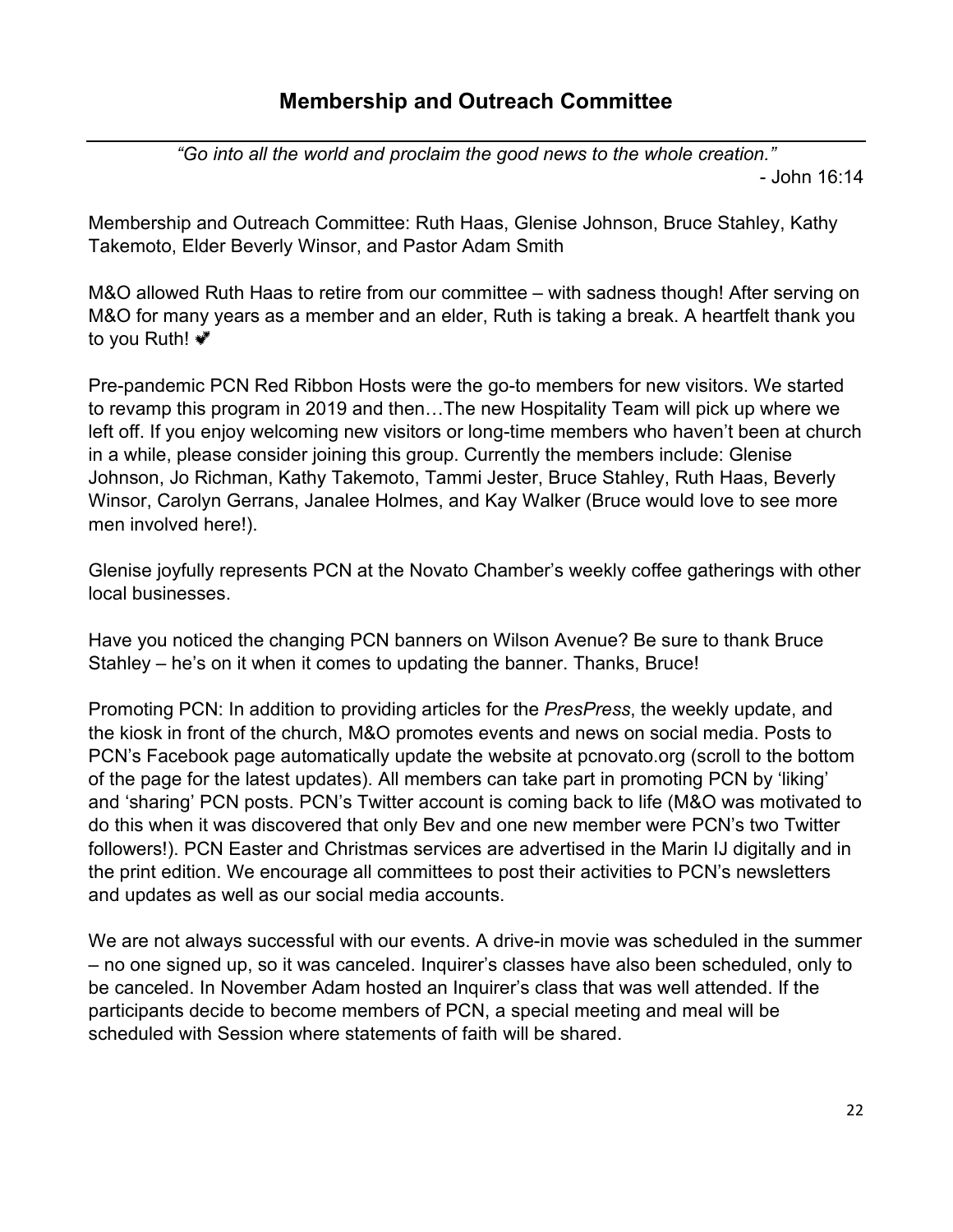## Membership and Outreach Committee

---

*"Go into all the world and proclaim the good news to the whole creation."*
- John 16:14

Membership and Outreach Committee: Ruth Haas, Glenise Johnson, Bruce Stahley, Kathy Takemoto, Elder Beverly Winsor, and Pastor Adam Smith

M&O allowed Ruth Haas to retire from our committee – with sadness though! After serving on M&O for many years as a member and an elder, Ruth is taking a break. A heartfelt thank you to you Ruth! �along

Pre-pandemic PCN Red Ribbon Hosts were the go-to members for new visitors. We started to revamp this program in 2019 and then…The new Hospitality Team will pick up where we left off. If you enjoy welcoming new visitors or long-time members who haven't been at church in a while, please consider joining this group. Currently the members include: Glenise Johnson, Jo Richman, Kathy Takemoto, Tammi Jester, Bruce Stahley, Ruth Haas, Beverly Winsor, Carolyn Gerrans, Janalee Holmes, and Kay Walker (Bruce would love to see more men involved here!).

Glenise joyfully represents PCN at the Novato Chamber's weekly coffee gatherings with other local businesses.

Have you noticed the changing PCN banners on Wilson Avenue? Be sure to thank Bruce Stahley – he's on it when it comes to updating the banner. Thanks, Bruce!

Promoting PCN: In addition to providing articles for the *PresPress*, the weekly update, and the kiosk in front of the church, M&O promotes events and news on social media. Posts to PCN's Facebook page automatically update the website at pcnovato.org (scroll to the bottom of the page for the latest updates). All members can take part in promoting PCN by 'liking' and 'sharing' PCN posts. PCN's Twitter account is coming back to life (M&O was motivated to do this when it was discovered that only Bev and one new member were PCN's two Twitter followers!). PCN Easter and Christmas services are advertised in the Marin IJ digitally and in the print edition. We encourage all committees to post their activities to PCN's newsletters and updates as well as our social media accounts.

We are not always successful with our events. A drive-in movie was scheduled in the summer – no one signed up, so it was canceled. Inquirer's classes have also been scheduled, only to be canceled. In November Adam hosted an Inquirer's class that was well attended. If the participants decide to become members of PCN, a special meeting and meal will be scheduled with Session where statements of faith will be shared.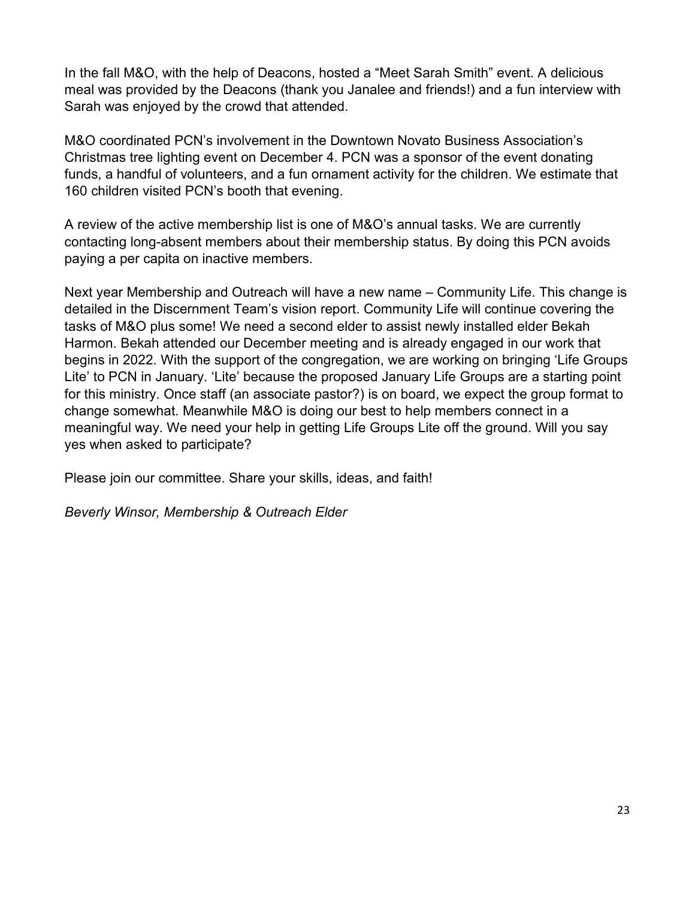In the fall M&O, with the help of Deacons, hosted a "Meet Sarah Smith" event. A delicious meal was provided by the Deacons (thank you Janalee and friends!) and a fun interview with Sarah was enjoyed by the crowd that attended.

M&O coordinated PCN's involvement in the Downtown Novato Business Association's Christmas tree lighting event on December 4. PCN was a sponsor of the event donating funds, a handful of volunteers, and a fun ornament activity for the children. We estimate that 160 children visited PCN's booth that evening.

A review of the active membership list is one of M&O's annual tasks. We are currently contacting long-absent members about their membership status. By doing this PCN avoids paying a per capita on inactive members.

Next year Membership and Outreach will have a new name – Community Life. This change is detailed in the Discernment Team's vision report. Community Life will continue covering the tasks of M&O plus some! We need a second elder to assist newly installed elder Bekah Harmon. Bekah attended our December meeting and is already engaged in our work that begins in 2022. With the support of the congregation, we are working on bringing 'Life Groups Lite' to PCN in January. 'Lite' because the proposed January Life Groups are a starting point for this ministry. Once staff (an associate pastor?) is on board, we expect the group format to change somewhat. Meanwhile M&O is doing our best to help members connect in a meaningful way. We need your help in getting Life Groups Lite off the ground. Will you say yes when asked to participate?

Please join our committee. Share your skills, ideas, and faith!

*Beverly Winsor, Membership & Outreach Elder*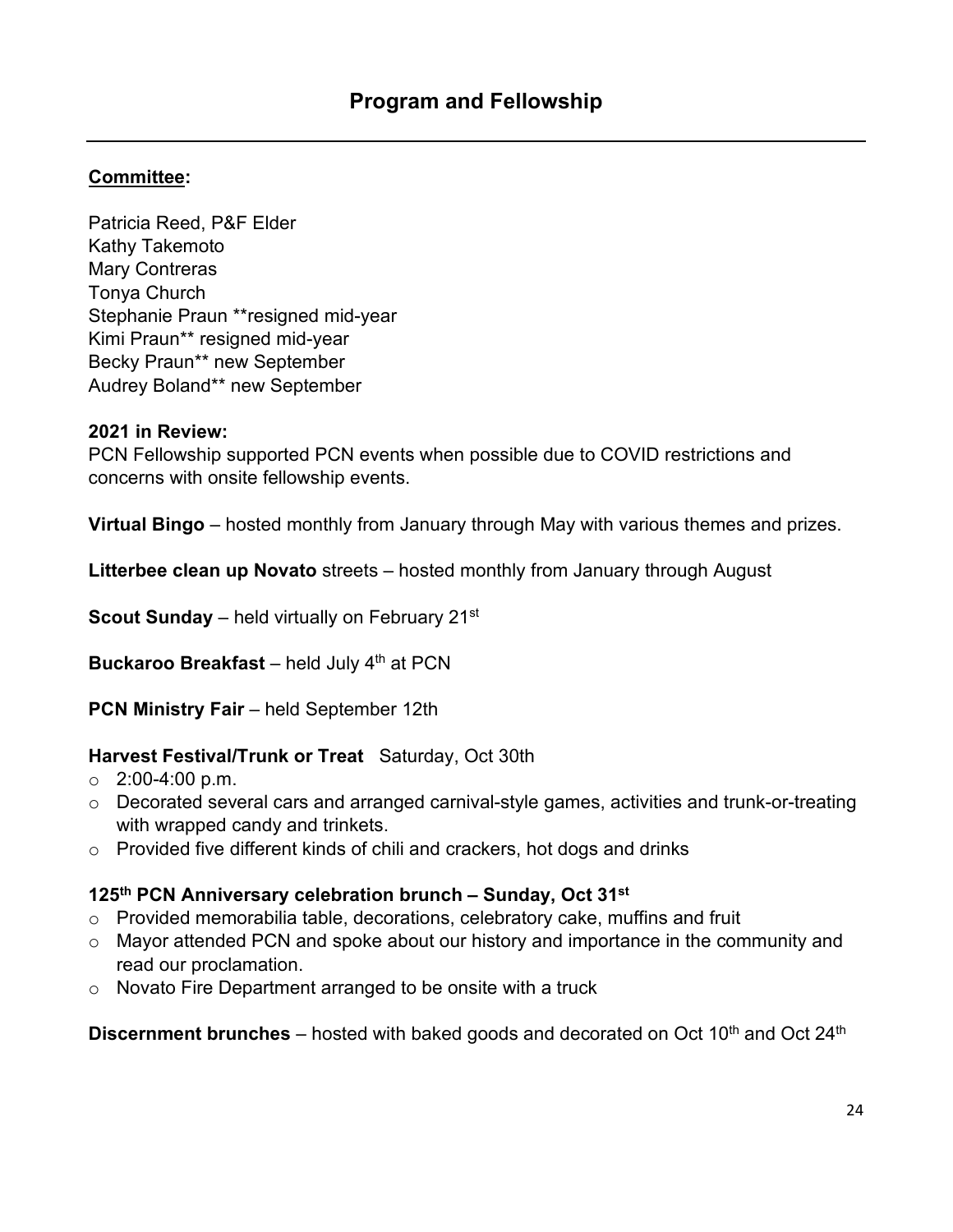# Program and Fellowship

**Committee:**

Patricia Reed, P&F Elder
Kathy Takemoto
Mary Contreras
Tonya Church
Stephanie Praun **resigned mid-year
Kimi Praun** resigned mid-year
Becky Praun** new September
Audrey Boland** new September

**2021 in Review:**
PCN Fellowship supported PCN events when possible due to COVID restrictions and concerns with onsite fellowship events.

**Virtual Bingo** – hosted monthly from January through May with various themes and prizes.

**Litterbee clean up Novato** streets – hosted monthly from January through August

**Scout Sunday** – held virtually on February 21st

**Buckaroo Breakfast** – held July 4th at PCN

**PCN Ministry Fair** – held September 12th

**Harvest Festival/Trunk or Treat** Saturday, Oct 30th

- 2:00-4:00 p.m.
- Decorated several cars and arranged carnival-style games, activities and trunk-or-treating with wrapped candy and trinkets.
- Provided five different kinds of chili and crackers, hot dogs and drinks

**125th PCN Anniversary celebration brunch – Sunday, Oct 31st**

- Provided memorabilia table, decorations, celebratory cake, muffins and fruit
- Mayor attended PCN and spoke about our history and importance in the community and read our proclamation.
- Novato Fire Department arranged to be onsite with a truck

**Discernment brunches** – hosted with baked goods and decorated on Oct 10th and Oct 24th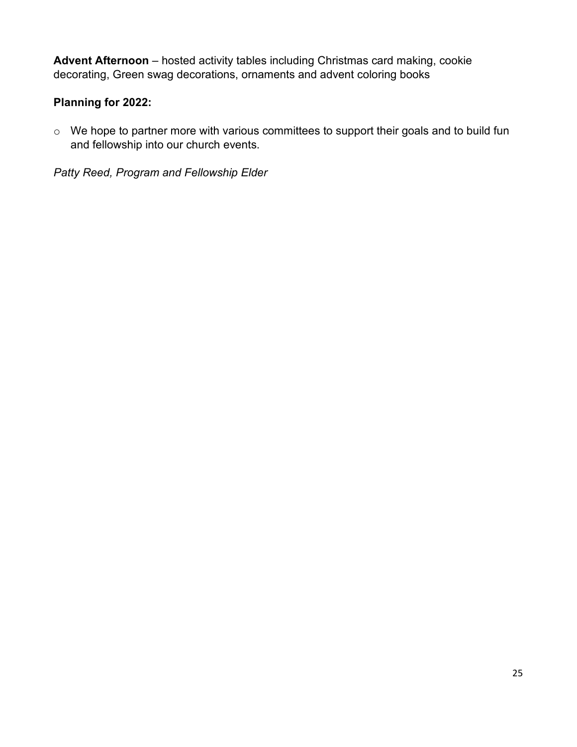**Advent Afternoon** – hosted activity tables including Christmas card making, cookie decorating, Green swag decorations, ornaments and advent coloring books

**Planning for 2022:**

- We hope to partner more with various committees to support their goals and to build fun and fellowship into our church events.

*Patty Reed, Program and Fellowship Elder*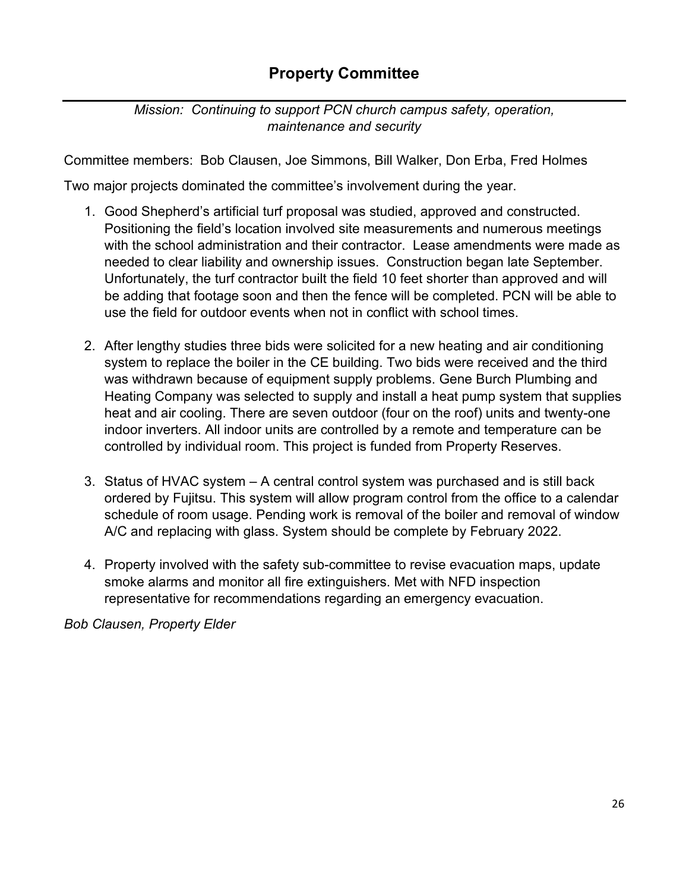# Property Committee

*Mission: Continuing to support PCN church campus safety, operation, maintenance and security*

Committee members: Bob Clausen, Joe Simmons, Bill Walker, Don Erba, Fred Holmes

Two major projects dominated the committee's involvement during the year.

1. Good Shepherd's artificial turf proposal was studied, approved and constructed. Positioning the field's location involved site measurements and numerous meetings with the school administration and their contractor. Lease amendments were made as needed to clear liability and ownership issues. Construction began late September. Unfortunately, the turf contractor built the field 10 feet shorter than approved and will be adding that footage soon and then the fence will be completed. PCN will be able to use the field for outdoor events when not in conflict with school times.

2. After lengthy studies three bids were solicited for a new heating and air conditioning system to replace the boiler in the CE building. Two bids were received and the third was withdrawn because of equipment supply problems. Gene Burch Plumbing and Heating Company was selected to supply and install a heat pump system that supplies heat and air cooling. There are seven outdoor (four on the roof) units and twenty-one indoor inverters. All indoor units are controlled by a remote and temperature can be controlled by individual room. This project is funded from Property Reserves.

3. Status of HVAC system – A central control system was purchased and is still back ordered by Fujitsu. This system will allow program control from the office to a calendar schedule of room usage. Pending work is removal of the boiler and removal of window A/C and replacing with glass. System should be complete by February 2022.

4. Property involved with the safety sub-committee to revise evacuation maps, update smoke alarms and monitor all fire extinguishers. Met with NFD inspection representative for recommendations regarding an emergency evacuation.

*Bob Clausen, Property Elder*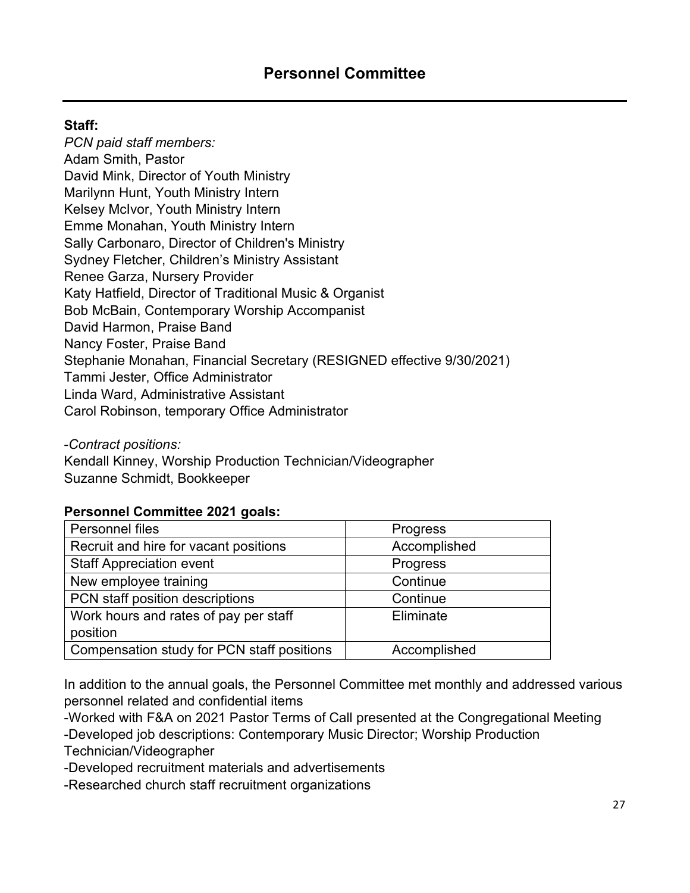# Personnel Committee

**Staff:**

*PCN paid staff members:*
Adam Smith, Pastor
David Mink, Director of Youth Ministry
Marilynn Hunt, Youth Ministry Intern
Kelsey McIvor, Youth Ministry Intern
Emme Monahan, Youth Ministry Intern
Sally Carbonaro, Director of Children's Ministry
Sydney Fletcher, Children's Ministry Assistant
Renee Garza, Nursery Provider
Katy Hatfield, Director of Traditional Music & Organist
Bob McBain, Contemporary Worship Accompanist
David Harmon, Praise Band
Nancy Foster, Praise Band
Stephanie Monahan, Financial Secretary (RESIGNED effective 9/30/2021)
Tammi Jester, Office Administrator
Linda Ward, Administrative Assistant
Carol Robinson, temporary Office Administrator

-*Contract positions:*
Kendall Kinney, Worship Production Technician/Videographer
Suzanne Schmidt, Bookkeeper

**Personnel Committee 2021 goals:**

| Goal | Status |
|---|---|
| Personnel files | Progress |
| Recruit and hire for vacant positions | Accomplished |
| Staff Appreciation event | Progress |
| New employee training | Continue |
| PCN staff position descriptions | Continue |
| Work hours and rates of pay per staff position | Eliminate |
| Compensation study for PCN staff positions | Accomplished |

In addition to the annual goals, the Personnel Committee met monthly and addressed various personnel related and confidential items

-Worked with F&A on 2021 Pastor Terms of Call presented at the Congregational Meeting
-Developed job descriptions: Contemporary Music Director; Worship Production Technician/Videographer
-Developed recruitment materials and advertisements
-Researched church staff recruitment organizations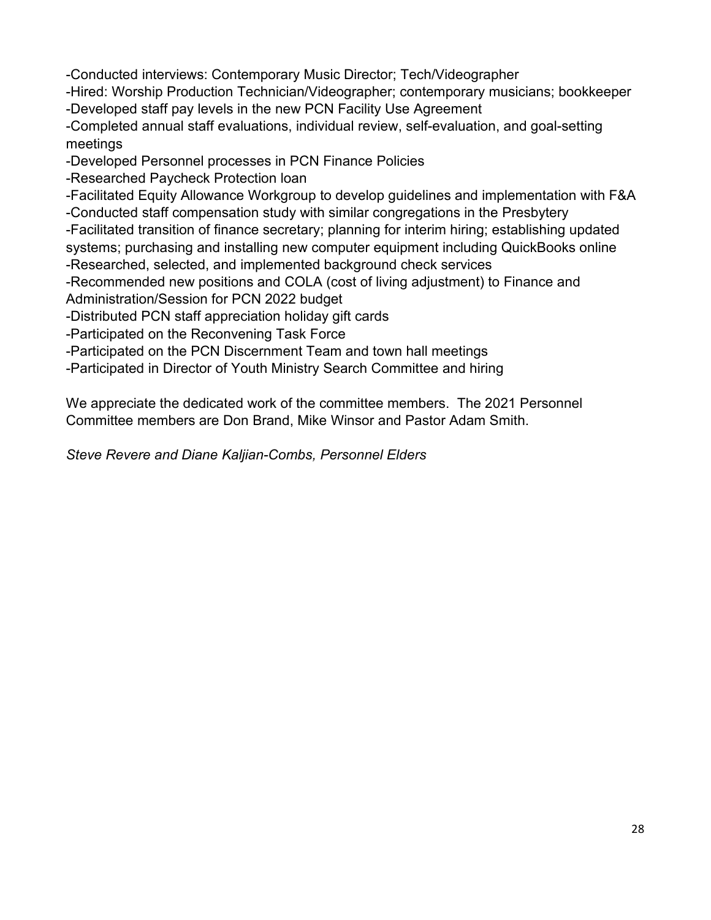-Conducted interviews: Contemporary Music Director; Tech/Videographer
-Hired: Worship Production Technician/Videographer; contemporary musicians; bookkeeper
-Developed staff pay levels in the new PCN Facility Use Agreement
-Completed annual staff evaluations, individual review, self-evaluation, and goal-setting meetings
-Developed Personnel processes in PCN Finance Policies
-Researched Paycheck Protection loan
-Facilitated Equity Allowance Workgroup to develop guidelines and implementation with F&A
-Conducted staff compensation study with similar congregations in the Presbytery
-Facilitated transition of finance secretary; planning for interim hiring; establishing updated systems; purchasing and installing new computer equipment including QuickBooks online
-Researched, selected, and implemented background check services
-Recommended new positions and COLA (cost of living adjustment) to Finance and Administration/Session for PCN 2022 budget
-Distributed PCN staff appreciation holiday gift cards
-Participated on the Reconvening Task Force
-Participated on the PCN Discernment Team and town hall meetings
-Participated in Director of Youth Ministry Search Committee and hiring

We appreciate the dedicated work of the committee members. The 2021 Personnel Committee members are Don Brand, Mike Winsor and Pastor Adam Smith.

*Steve Revere and Diane Kaljian-Combs, Personnel Elders*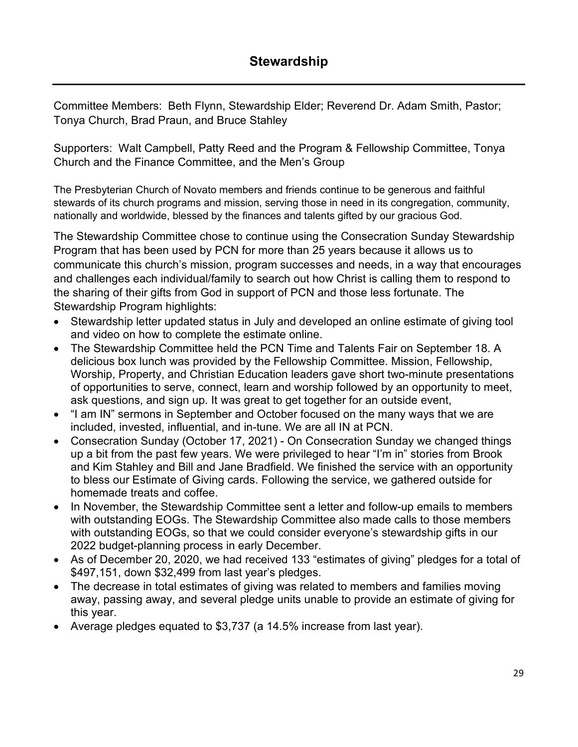# Stewardship

Committee Members: Beth Flynn, Stewardship Elder; Reverend Dr. Adam Smith, Pastor; Tonya Church, Brad Praun, and Bruce Stahley

Supporters: Walt Campbell, Patty Reed and the Program & Fellowship Committee, Tonya Church and the Finance Committee, and the Men's Group

The Presbyterian Church of Novato members and friends continue to be generous and faithful stewards of its church programs and mission, serving those in need in its congregation, community, nationally and worldwide, blessed by the finances and talents gifted by our gracious God.

The Stewardship Committee chose to continue using the Consecration Sunday Stewardship Program that has been used by PCN for more than 25 years because it allows us to communicate this church's mission, program successes and needs, in a way that encourages and challenges each individual/family to search out how Christ is calling them to respond to the sharing of their gifts from God in support of PCN and those less fortunate. The Stewardship Program highlights:

- Stewardship letter updated status in July and developed an online estimate of giving tool and video on how to complete the estimate online.
- The Stewardship Committee held the PCN Time and Talents Fair on September 18. A delicious box lunch was provided by the Fellowship Committee. Mission, Fellowship, Worship, Property, and Christian Education leaders gave short two-minute presentations of opportunities to serve, connect, learn and worship followed by an opportunity to meet, ask questions, and sign up. It was great to get together for an outside event,
- "I am IN" sermons in September and October focused on the many ways that we are included, invested, influential, and in-tune. We are all IN at PCN.
- Consecration Sunday (October 17, 2021) - On Consecration Sunday we changed things up a bit from the past few years. We were privileged to hear "I'm in" stories from Brook and Kim Stahley and Bill and Jane Bradfield. We finished the service with an opportunity to bless our Estimate of Giving cards. Following the service, we gathered outside for homemade treats and coffee.
- In November, the Stewardship Committee sent a letter and follow-up emails to members with outstanding EOGs. The Stewardship Committee also made calls to those members with outstanding EOGs, so that we could consider everyone's stewardship gifts in our 2022 budget-planning process in early December.
- As of December 20, 2020, we had received 133 "estimates of giving" pledges for a total of $497,151, down $32,499 from last year's pledges.
- The decrease in total estimates of giving was related to members and families moving away, passing away, and several pledge units unable to provide an estimate of giving for this year.
- Average pledges equated to $3,737 (a 14.5% increase from last year).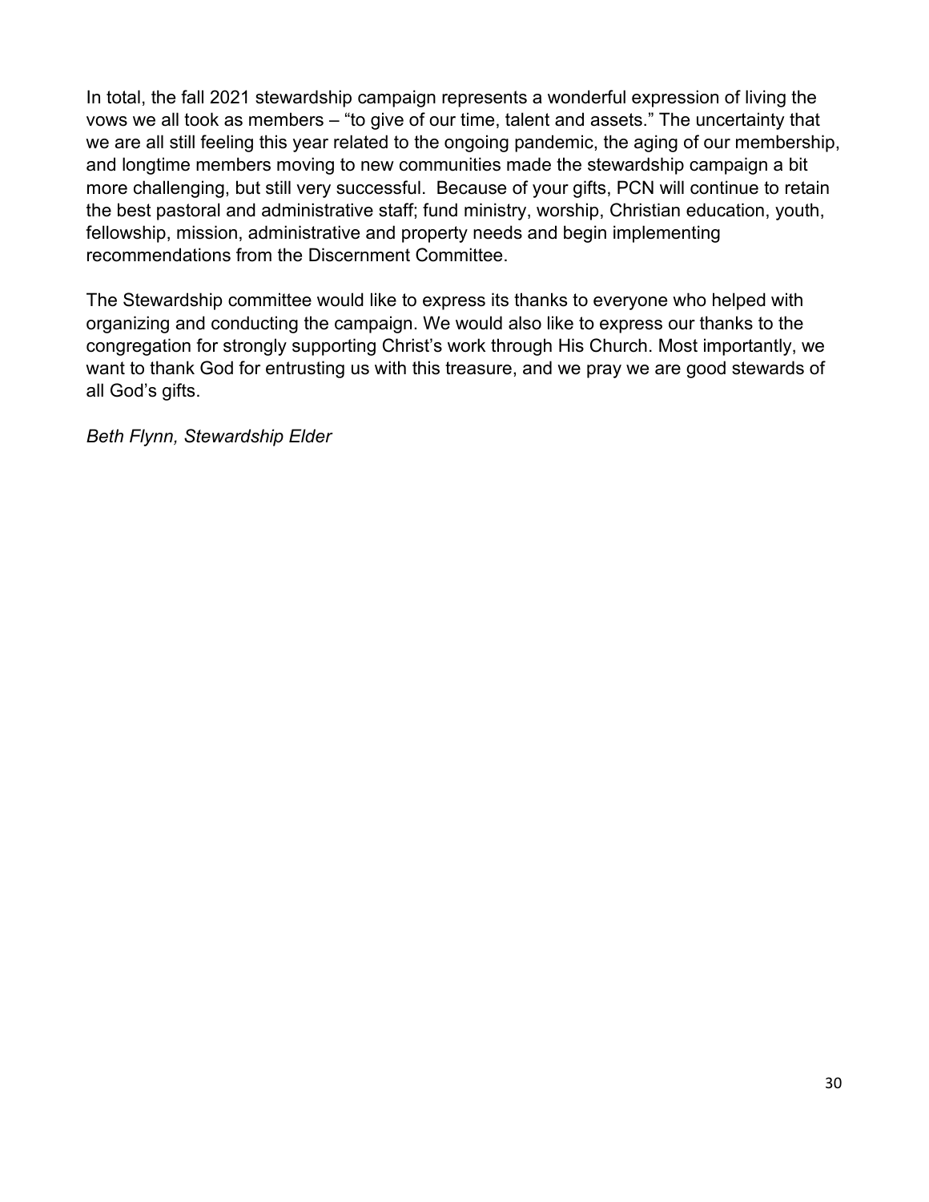In total, the fall 2021 stewardship campaign represents a wonderful expression of living the vows we all took as members – "to give of our time, talent and assets." The uncertainty that we are all still feeling this year related to the ongoing pandemic, the aging of our membership, and longtime members moving to new communities made the stewardship campaign a bit more challenging, but still very successful. Because of your gifts, PCN will continue to retain the best pastoral and administrative staff; fund ministry, worship, Christian education, youth, fellowship, mission, administrative and property needs and begin implementing recommendations from the Discernment Committee.

The Stewardship committee would like to express its thanks to everyone who helped with organizing and conducting the campaign. We would also like to express our thanks to the congregation for strongly supporting Christ's work through His Church. Most importantly, we want to thank God for entrusting us with this treasure, and we pray we are good stewards of all God's gifts.

*Beth Flynn, Stewardship Elder*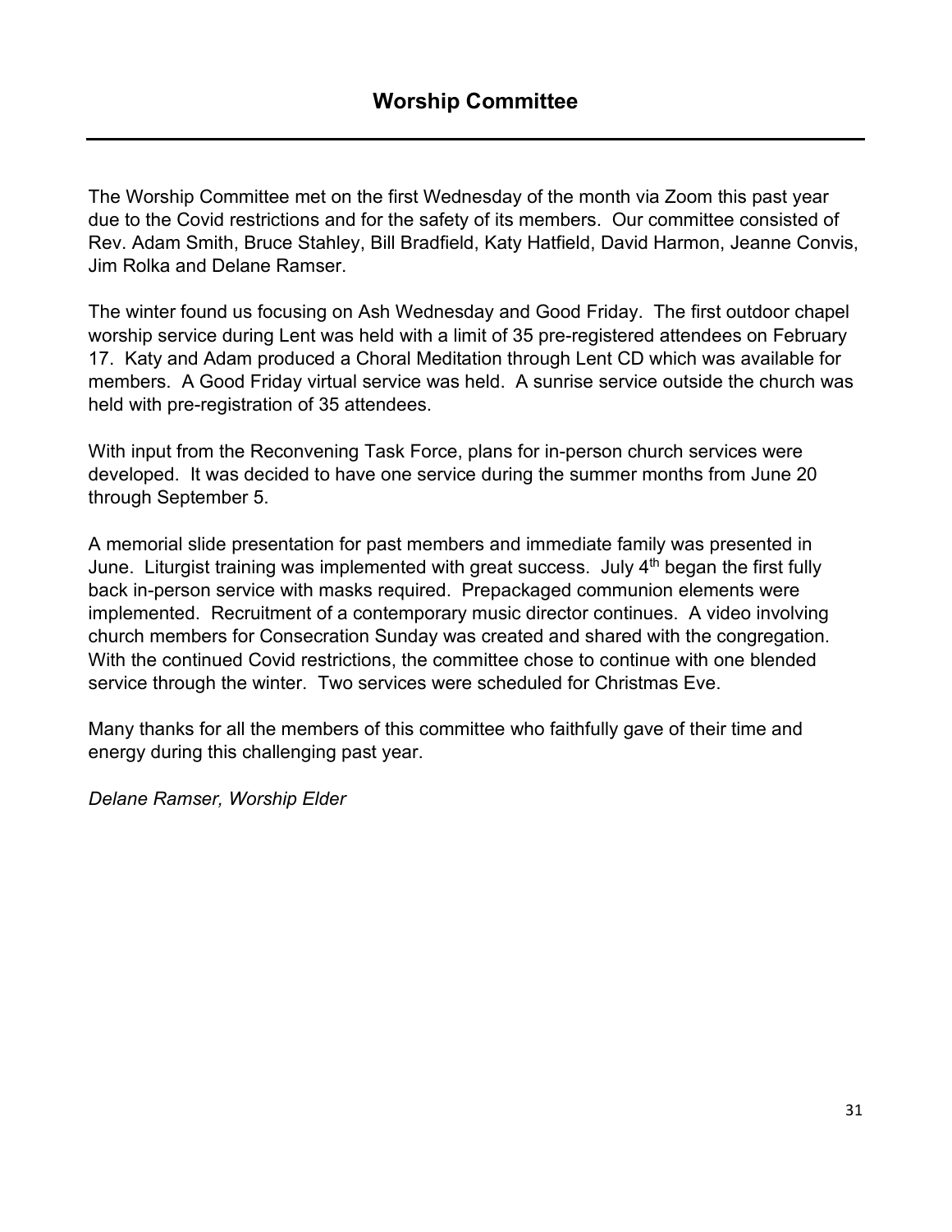# Worship Committee

---

The Worship Committee met on the first Wednesday of the month via Zoom this past year due to the Covid restrictions and for the safety of its members. Our committee consisted of Rev. Adam Smith, Bruce Stahley, Bill Bradfield, Katy Hatfield, David Harmon, Jeanne Convis, Jim Rolka and Delane Ramser.

The winter found us focusing on Ash Wednesday and Good Friday. The first outdoor chapel worship service during Lent was held with a limit of 35 pre-registered attendees on February 17. Katy and Adam produced a Choral Meditation through Lent CD which was available for members. A Good Friday virtual service was held. A sunrise service outside the church was held with pre-registration of 35 attendees.

With input from the Reconvening Task Force, plans for in-person church services were developed. It was decided to have one service during the summer months from June 20 through September 5.

A memorial slide presentation for past members and immediate family was presented in June. Liturgist training was implemented with great success. July 4th began the first fully back in-person service with masks required. Prepackaged communion elements were implemented. Recruitment of a contemporary music director continues. A video involving church members for Consecration Sunday was created and shared with the congregation. With the continued Covid restrictions, the committee chose to continue with one blended service through the winter. Two services were scheduled for Christmas Eve.

Many thanks for all the members of this committee who faithfully gave of their time and energy during this challenging past year.

*Delane Ramser, Worship Elder*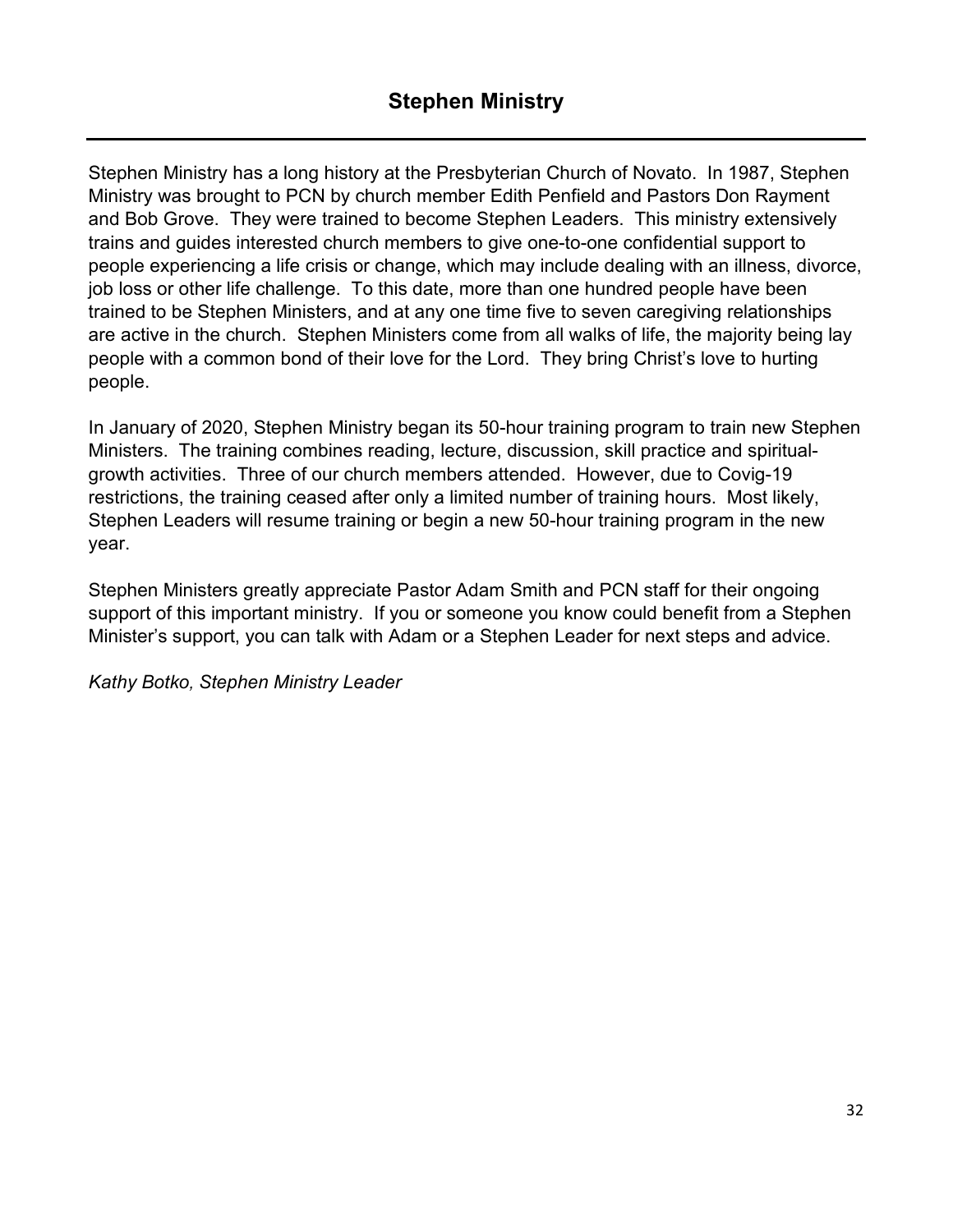# Stephen Ministry

Stephen Ministry has a long history at the Presbyterian Church of Novato. In 1987, Stephen Ministry was brought to PCN by church member Edith Penfield and Pastors Don Rayment and Bob Grove. They were trained to become Stephen Leaders. This ministry extensively trains and guides interested church members to give one-to-one confidential support to people experiencing a life crisis or change, which may include dealing with an illness, divorce, job loss or other life challenge. To this date, more than one hundred people have been trained to be Stephen Ministers, and at any one time five to seven caregiving relationships are active in the church. Stephen Ministers come from all walks of life, the majority being lay people with a common bond of their love for the Lord. They bring Christ's love to hurting people.

In January of 2020, Stephen Ministry began its 50-hour training program to train new Stephen Ministers. The training combines reading, lecture, discussion, skill practice and spiritual-growth activities. Three of our church members attended. However, due to Covig-19 restrictions, the training ceased after only a limited number of training hours. Most likely, Stephen Leaders will resume training or begin a new 50-hour training program in the new year.

Stephen Ministers greatly appreciate Pastor Adam Smith and PCN staff for their ongoing support of this important ministry. If you or someone you know could benefit from a Stephen Minister's support, you can talk with Adam or a Stephen Leader for next steps and advice.

*Kathy Botko, Stephen Ministry Leader*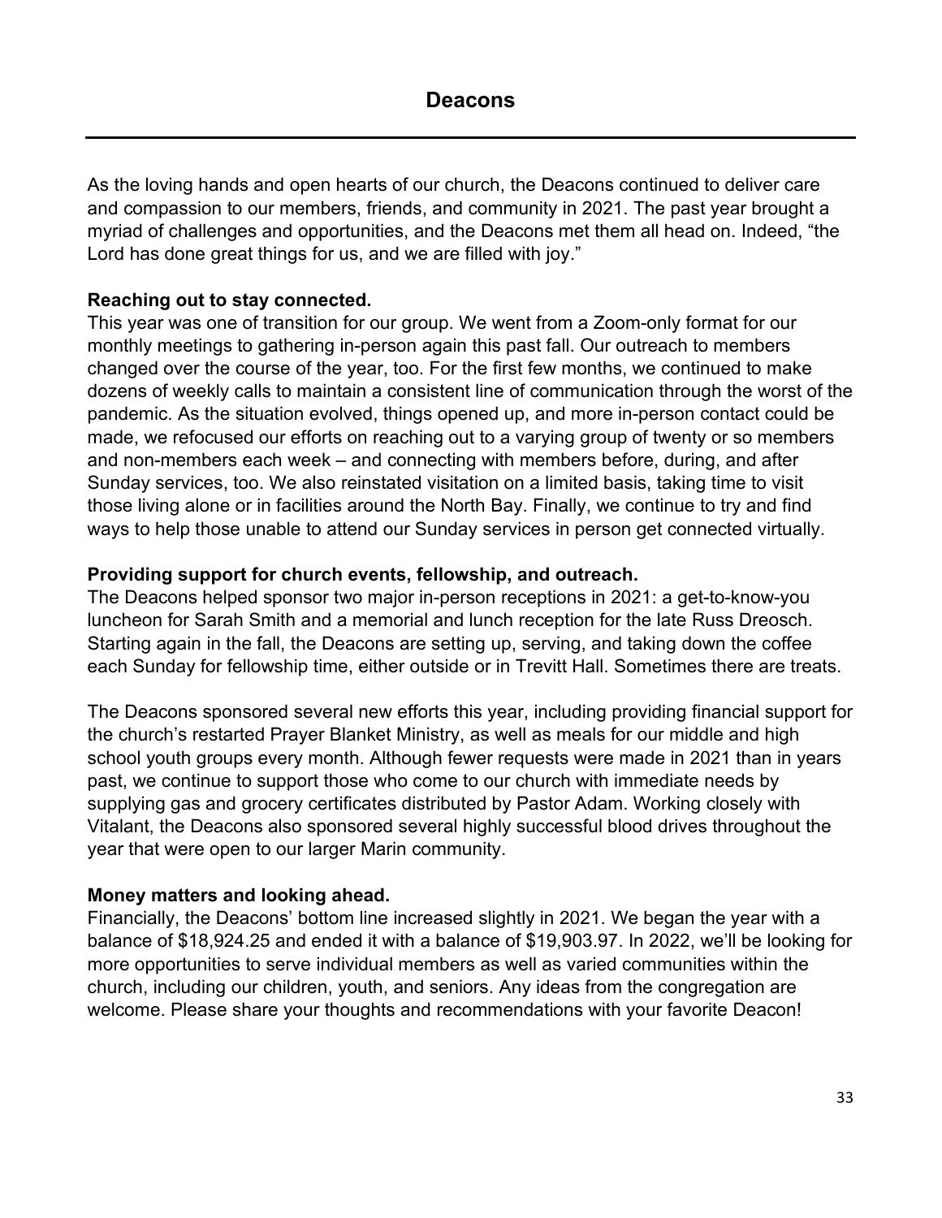# Deacons

As the loving hands and open hearts of our church, the Deacons continued to deliver care and compassion to our members, friends, and community in 2021. The past year brought a myriad of challenges and opportunities, and the Deacons met them all head on. Indeed, "the Lord has done great things for us, and we are filled with joy."

**Reaching out to stay connected.**
This year was one of transition for our group. We went from a Zoom-only format for our monthly meetings to gathering in-person again this past fall. Our outreach to members changed over the course of the year, too. For the first few months, we continued to make dozens of weekly calls to maintain a consistent line of communication through the worst of the pandemic. As the situation evolved, things opened up, and more in-person contact could be made, we refocused our efforts on reaching out to a varying group of twenty or so members and non-members each week – and connecting with members before, during, and after Sunday services, too. We also reinstated visitation on a limited basis, taking time to visit those living alone or in facilities around the North Bay. Finally, we continue to try and find ways to help those unable to attend our Sunday services in person get connected virtually.

**Providing support for church events, fellowship, and outreach.**
The Deacons helped sponsor two major in-person receptions in 2021: a get-to-know-you luncheon for Sarah Smith and a memorial and lunch reception for the late Russ Dreosch. Starting again in the fall, the Deacons are setting up, serving, and taking down the coffee each Sunday for fellowship time, either outside or in Trevitt Hall. Sometimes there are treats.

The Deacons sponsored several new efforts this year, including providing financial support for the church's restarted Prayer Blanket Ministry, as well as meals for our middle and high school youth groups every month. Although fewer requests were made in 2021 than in years past, we continue to support those who come to our church with immediate needs by supplying gas and grocery certificates distributed by Pastor Adam. Working closely with Vitalant, the Deacons also sponsored several highly successful blood drives throughout the year that were open to our larger Marin community.

**Money matters and looking ahead.**
Financially, the Deacons' bottom line increased slightly in 2021. We began the year with a balance of $18,924.25 and ended it with a balance of $19,903.97. In 2022, we'll be looking for more opportunities to serve individual members as well as varied communities within the church, including our children, youth, and seniors. Any ideas from the congregation are welcome. Please share your thoughts and recommendations with your favorite Deacon!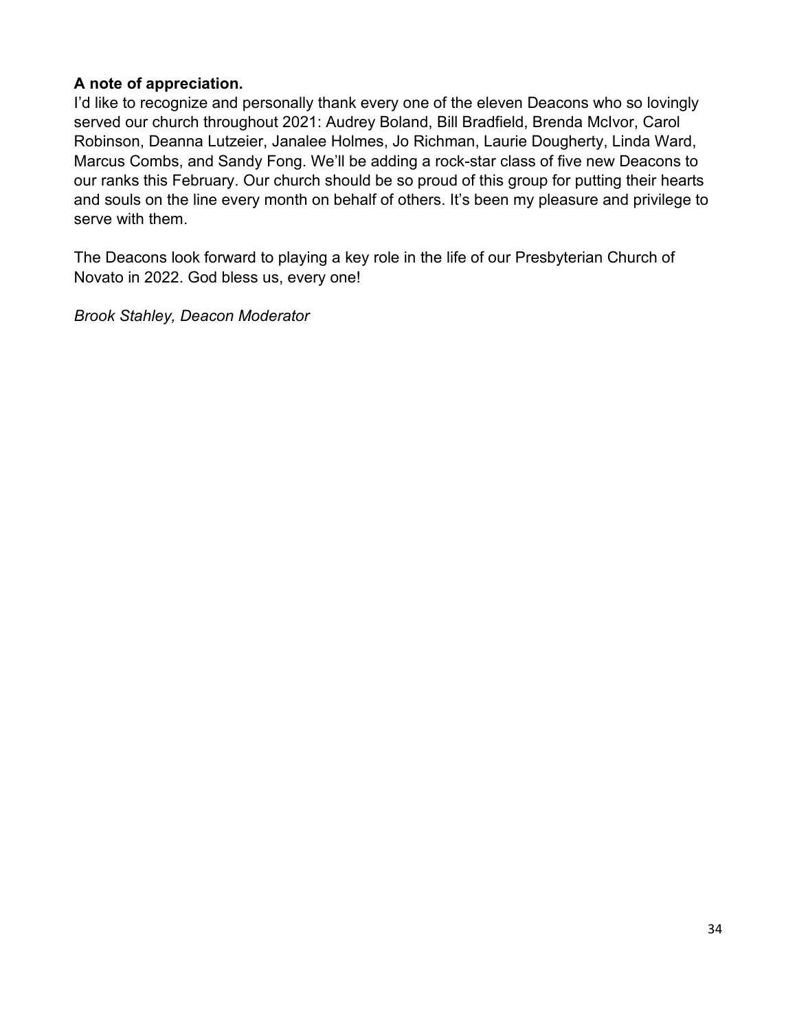**A note of appreciation.**
I'd like to recognize and personally thank every one of the eleven Deacons who so lovingly served our church throughout 2021: Audrey Boland, Bill Bradfield, Brenda McIvor, Carol Robinson, Deanna Lutzeier, Janalee Holmes, Jo Richman, Laurie Dougherty, Linda Ward, Marcus Combs, and Sandy Fong. We'll be adding a rock-star class of five new Deacons to our ranks this February. Our church should be so proud of this group for putting their hearts and souls on the line every month on behalf of others. It's been my pleasure and privilege to serve with them.

The Deacons look forward to playing a key role in the life of our Presbyterian Church of Novato in 2022. God bless us, every one!

*Brook Stahley, Deacon Moderator*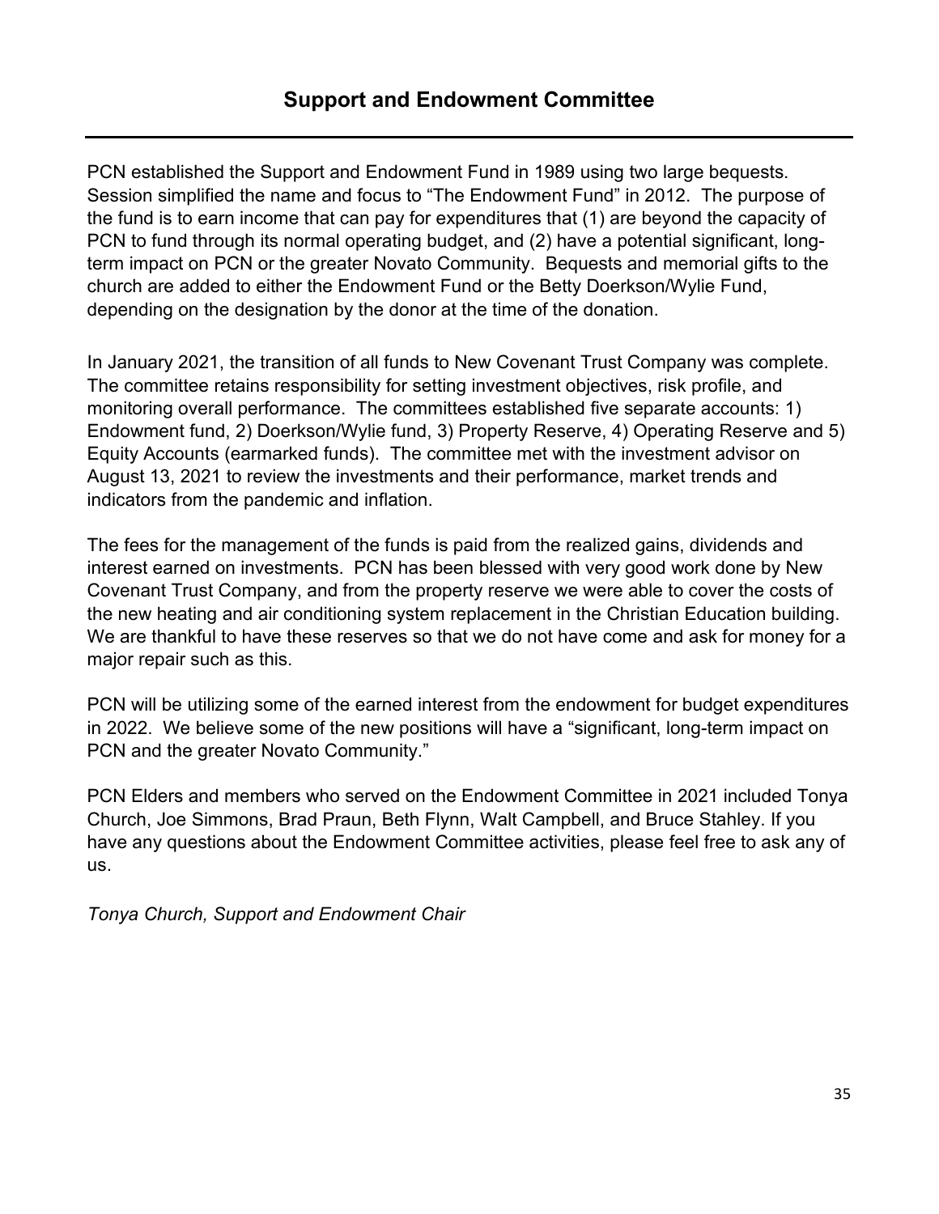# Support and Endowment Committee

PCN established the Support and Endowment Fund in 1989 using two large bequests. Session simplified the name and focus to "The Endowment Fund" in 2012. The purpose of the fund is to earn income that can pay for expenditures that (1) are beyond the capacity of PCN to fund through its normal operating budget, and (2) have a potential significant, long-term impact on PCN or the greater Novato Community. Bequests and memorial gifts to the church are added to either the Endowment Fund or the Betty Doerkson/Wylie Fund, depending on the designation by the donor at the time of the donation.

In January 2021, the transition of all funds to New Covenant Trust Company was complete. The committee retains responsibility for setting investment objectives, risk profile, and monitoring overall performance. The committees established five separate accounts: 1) Endowment fund, 2) Doerkson/Wylie fund, 3) Property Reserve, 4) Operating Reserve and 5) Equity Accounts (earmarked funds). The committee met with the investment advisor on August 13, 2021 to review the investments and their performance, market trends and indicators from the pandemic and inflation.

The fees for the management of the funds is paid from the realized gains, dividends and interest earned on investments. PCN has been blessed with very good work done by New Covenant Trust Company, and from the property reserve we were able to cover the costs of the new heating and air conditioning system replacement in the Christian Education building. We are thankful to have these reserves so that we do not have come and ask for money for a major repair such as this.

PCN will be utilizing some of the earned interest from the endowment for budget expenditures in 2022. We believe some of the new positions will have a "significant, long-term impact on PCN and the greater Novato Community."

PCN Elders and members who served on the Endowment Committee in 2021 included Tonya Church, Joe Simmons, Brad Praun, Beth Flynn, Walt Campbell, and Bruce Stahley. If you have any questions about the Endowment Committee activities, please feel free to ask any of us.

*Tonya Church, Support and Endowment Chair*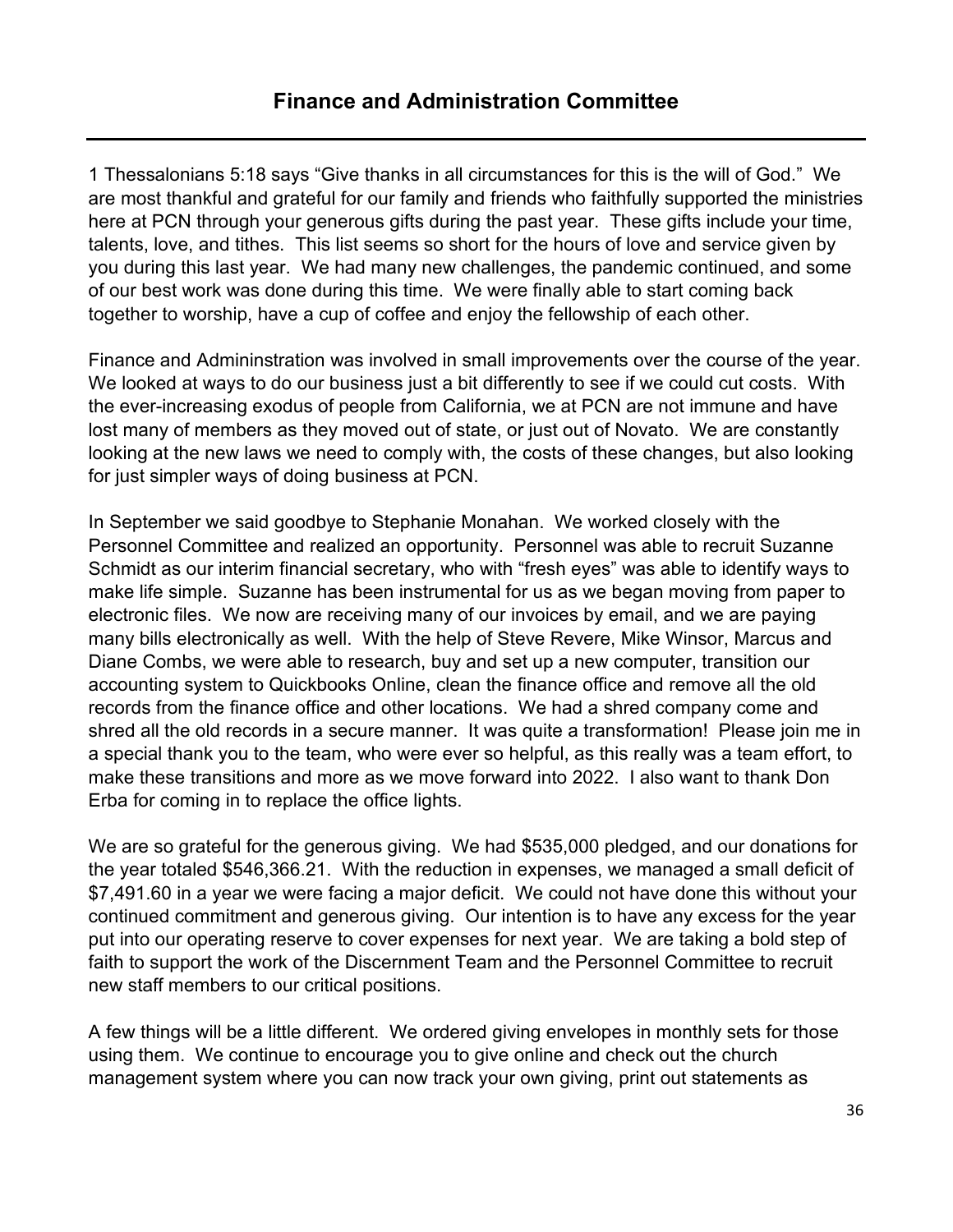## Finance and Administration Committee

1 Thessalonians 5:18 says "Give thanks in all circumstances for this is the will of God." We are most thankful and grateful for our family and friends who faithfully supported the ministries here at PCN through your generous gifts during the past year. These gifts include your time, talents, love, and tithes. This list seems so short for the hours of love and service given by you during this last year. We had many new challenges, the pandemic continued, and some of our best work was done during this time. We were finally able to start coming back together to worship, have a cup of coffee and enjoy the fellowship of each other.

Finance and Admininstration was involved in small improvements over the course of the year. We looked at ways to do our business just a bit differently to see if we could cut costs. With the ever-increasing exodus of people from California, we at PCN are not immune and have lost many of members as they moved out of state, or just out of Novato. We are constantly looking at the new laws we need to comply with, the costs of these changes, but also looking for just simpler ways of doing business at PCN.

In September we said goodbye to Stephanie Monahan. We worked closely with the Personnel Committee and realized an opportunity. Personnel was able to recruit Suzanne Schmidt as our interim financial secretary, who with "fresh eyes" was able to identify ways to make life simple. Suzanne has been instrumental for us as we began moving from paper to electronic files. We now are receiving many of our invoices by email, and we are paying many bills electronically as well. With the help of Steve Revere, Mike Winsor, Marcus and Diane Combs, we were able to research, buy and set up a new computer, transition our accounting system to Quickbooks Online, clean the finance office and remove all the old records from the finance office and other locations. We had a shred company come and shred all the old records in a secure manner. It was quite a transformation! Please join me in a special thank you to the team, who were ever so helpful, as this really was a team effort, to make these transitions and more as we move forward into 2022. I also want to thank Don Erba for coming in to replace the office lights.

We are so grateful for the generous giving. We had $535,000 pledged, and our donations for the year totaled $546,366.21. With the reduction in expenses, we managed a small deficit of $7,491.60 in a year we were facing a major deficit. We could not have done this without your continued commitment and generous giving. Our intention is to have any excess for the year put into our operating reserve to cover expenses for next year. We are taking a bold step of faith to support the work of the Discernment Team and the Personnel Committee to recruit new staff members to our critical positions.

A few things will be a little different. We ordered giving envelopes in monthly sets for those using them. We continue to encourage you to give online and check out the church management system where you can now track your own giving, print out statements as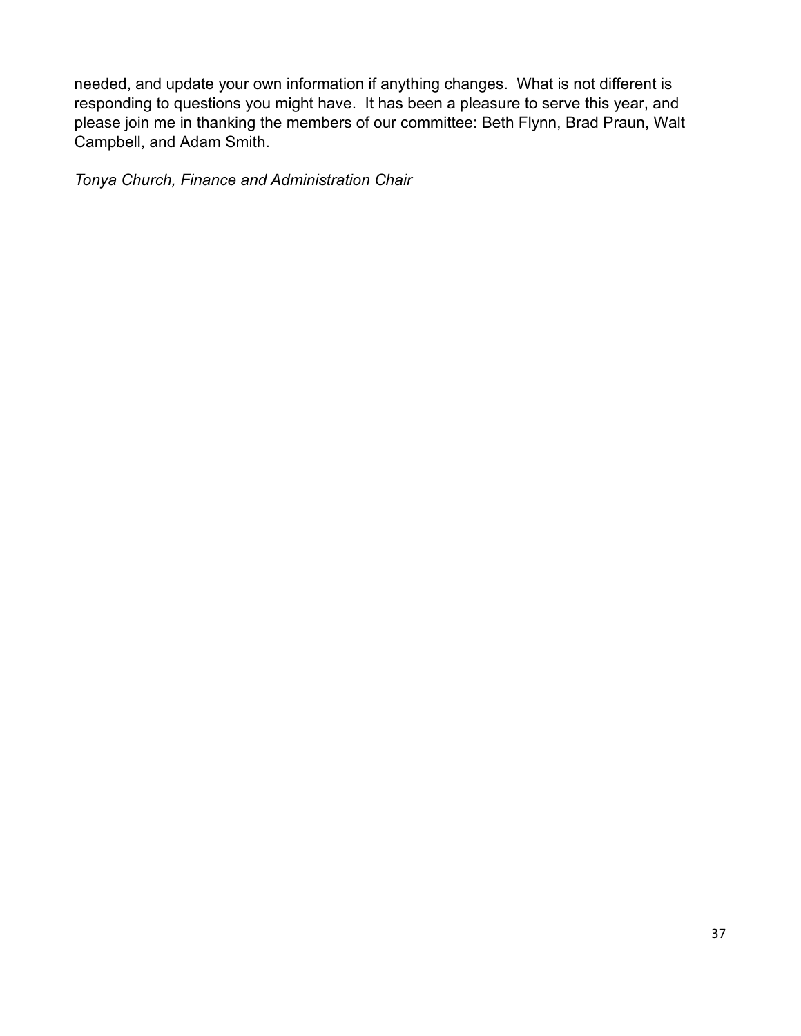needed, and update your own information if anything changes. What is not different is responding to questions you might have. It has been a pleasure to serve this year, and please join me in thanking the members of our committee: Beth Flynn, Brad Praun, Walt Campbell, and Adam Smith.

*Tonya Church, Finance and Administration Chair*